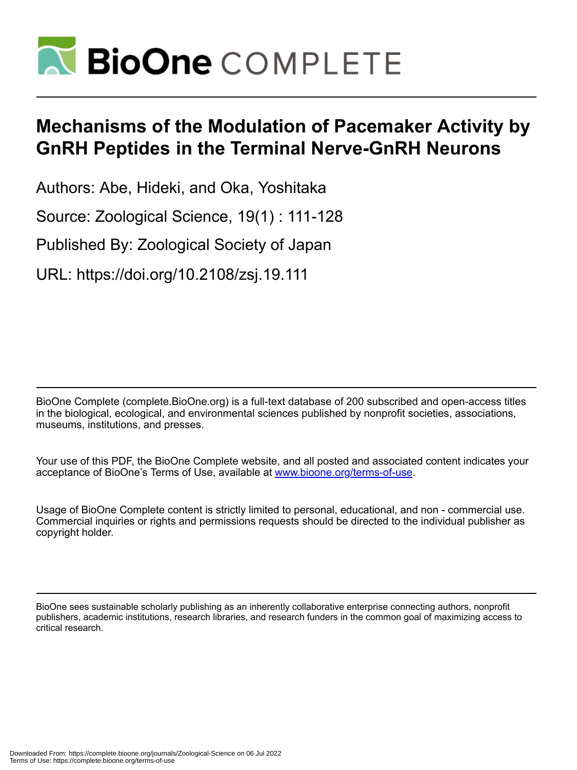# Mechanisms of the Modulation of Pacemaker Activity by GnRH Peptides in the Terminal Nerve-GnRH Neurons

Authors: Abe, Hideki, and Oka, Yoshitaka

Source: Zoological Science, 19(1) : 111-128

Published By: Zoological Society of Japan

URL: https://doi.org/10.2108/zsj.19.111

BioOne Complete (complete.BioOne.org) is a full-text database of 200 subscribed and open-access titles in the biological, ecological, and environmental sciences published by nonprofit societies, associations, museums, institutions, and presses.

Your use of this PDF, the BioOne Complete website, and all posted and associated content indicates your acceptance of BioOne's Terms of Use, available at www.bioone.org/terms-of-use.

Usage of BioOne Complete content is strictly limited to personal, educational, and non - commercial use. Commercial inquiries or rights and permissions requests should be directed to the individual publisher as copyright holder.

BioOne sees sustainable scholarly publishing as an inherently collaborative enterprise connecting authors, nonprofit publishers, academic institutions, research libraries, and research funders in the common goal of maximizing access to critical research.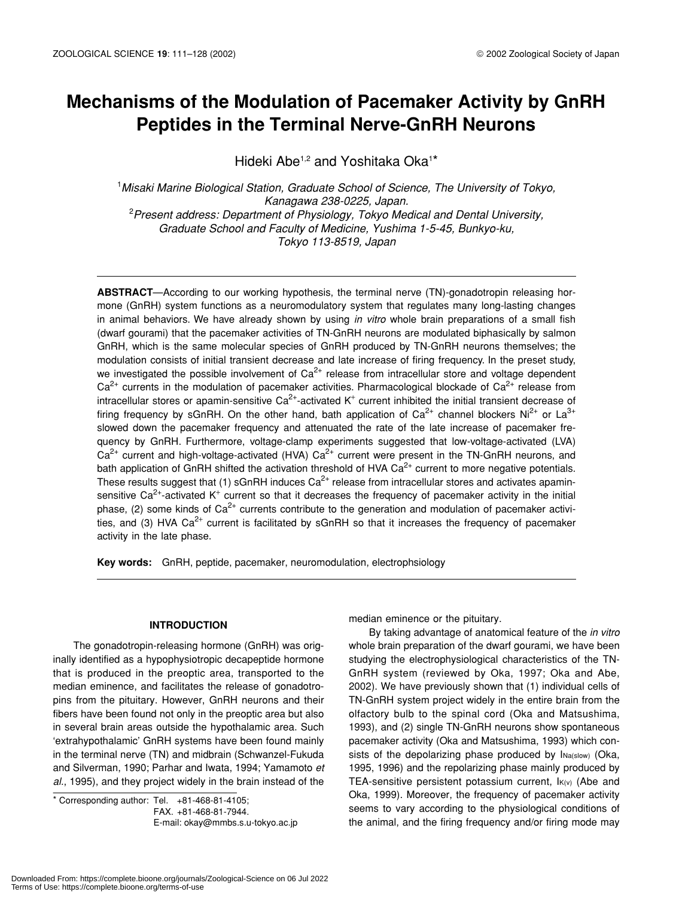# Mechanisms of the Modulation of Pacemaker Activity by GnRH Peptides in the Terminal Nerve-GnRH Neurons

Hideki Abe[1,2] and Yoshitaka Oka[1]*

[1]*Misaki Marine Biological Station, Graduate School of Science, The University of Tokyo, Kanagawa 238-0225, Japan.*
[2]*Present address: Department of Physiology, Tokyo Medical and Dental University, Graduate School and Faculty of Medicine, Yushima 1-5-45, Bunkyo-ku, Tokyo 113-8519, Japan*

**ABSTRACT**—According to our working hypothesis, the terminal nerve (TN)-gonadotropin releasing hormone (GnRH) system functions as a neuromodulatory system that regulates many long-lasting changes in animal behaviors. We have already shown by using *in vitro* whole brain preparations of a small fish (dwarf gourami) that the pacemaker activities of TN-GnRH neurons are modulated biphasically by salmon GnRH, which is the same molecular species of GnRH produced by TN-GnRH neurons themselves; the modulation consists of initial transient decrease and late increase of firing frequency. In the preset study, we investigated the possible involvement of $Ca^{2+}$ release from intracellular store and voltage dependent $Ca^{2+}$ currents in the modulation of pacemaker activities. Pharmacological blockade of $Ca^{2+}$ release from intracellular stores or apamin-sensitive $Ca^{2+}$-activated $K^+$ current inhibited the initial transient decrease of firing frequency by sGnRH. On the other hand, bath application of $Ca^{2+}$ channel blockers $Ni^{2+}$ or $La^{3+}$ slowed down the pacemaker frequency and attenuated the rate of the late increase of pacemaker frequency by GnRH. Furthermore, voltage-clamp experiments suggested that low-voltage-activated (LVA) $Ca^{2+}$ current and high-voltage-activated (HVA) $Ca^{2+}$ current were present in the TN-GnRH neurons, and bath application of GnRH shifted the activation threshold of HVA $Ca^{2+}$ current to more negative potentials. These results suggest that (1) sGnRH induces $Ca^{2+}$ release from intracellular stores and activates apamin-sensitive $Ca^{2+}$-activated $K^+$ current so that it decreases the frequency of pacemaker activity in the initial phase, (2) some kinds of $Ca^{2+}$ currents contribute to the generation and modulation of pacemaker activities, and (3) HVA $Ca^{2+}$ current is facilitated by sGnRH so that it increases the frequency of pacemaker activity in the late phase.

**Key words:** GnRH, peptide, pacemaker, neuromodulation, electrophsiology

## INTRODUCTION

The gonadotropin-releasing hormone (GnRH) was originally identified as a hypophysiotropic decapeptide hormone that is produced in the preoptic area, transported to the median eminence, and facilitates the release of gonadotropins from the pituitary. However, GnRH neurons and their fibers have been found not only in the preoptic area but also in several brain areas outside the hypothalamic area. Such 'extrahypothalamic' GnRH systems have been found mainly in the terminal nerve (TN) and midbrain (Schwanzel-Fukuda and Silverman, 1990; Parhar and Iwata, 1994; Yamamoto *et al*., 1995), and they project widely in the brain instead of the median eminence or the pituitary.

By taking advantage of anatomical feature of the *in vitro* whole brain preparation of the dwarf gourami, we have been studying the electrophysiological characteristics of the TN-GnRH system (reviewed by Oka, 1997; Oka and Abe, 2002). We have previously shown that (1) individual cells of TN-GnRH system project widely in the entire brain from the olfactory bulb to the spinal cord (Oka and Matsushima, 1993), and (2) single TN-GnRH neurons show spontaneous pacemaker activity (Oka and Matsushima, 1993) which consists of the depolarizing phase produced by $I_{Na(slow)}$ (Oka, 1995, 1996) and the repolarizing phase mainly produced by TEA-sensitive persistent potassium current, $I_{K(v)}$ (Abe and Oka, 1999). Moreover, the frequency of pacemaker activity seems to vary according to the physiological conditions of the animal, and the firing frequency and/or firing mode may

* Corresponding author: Tel. +81-468-81-4105;
FAX. +81-468-81-7944.
E-mail: okay@mmbs.s.u-tokyo.ac.jp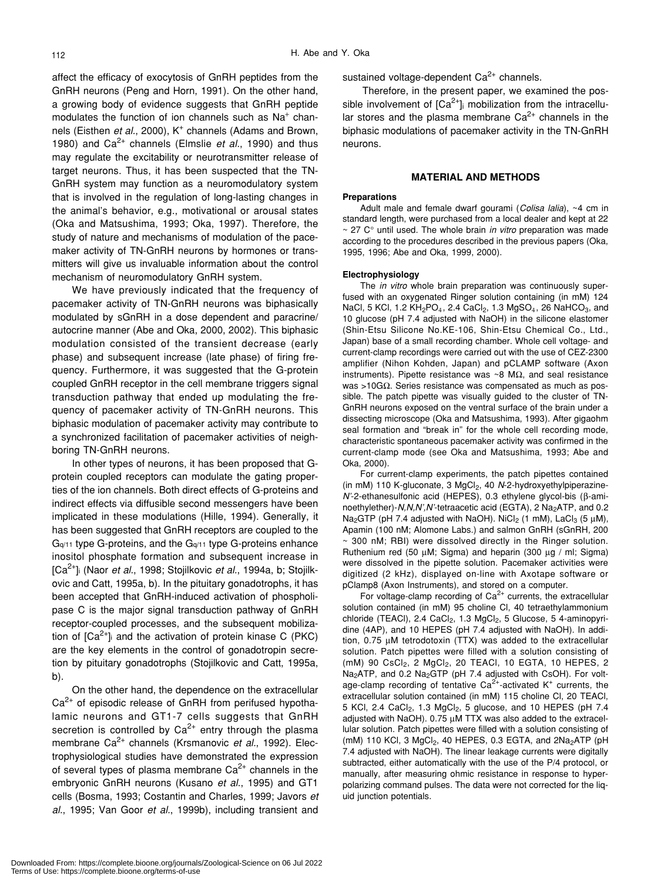affect the efficacy of exocytosis of GnRH peptides from the GnRH neurons (Peng and Horn, 1991). On the other hand, a growing body of evidence suggests that GnRH peptide modulates the function of ion channels such as $Na^+$ channels (Eisthen *et al*., 2000), $K^+$ channels (Adams and Brown, 1980) and $Ca^{2+}$ channels (Elmslie *et al*., 1990) and thus may regulate the excitability or neurotransmitter release of target neurons. Thus, it has been suspected that the TN-GnRH system may function as a neuromodulatory system that is involved in the regulation of long-lasting changes in the animal's behavior, e.g., motivational or arousal states (Oka and Matsushima, 1993; Oka, 1997). Therefore, the study of nature and mechanisms of modulation of the pacemaker activity of TN-GnRH neurons by hormones or transmitters will give us invaluable information about the control mechanism of neuromodulatory GnRH system.

We have previously indicated that the frequency of pacemaker activity of TN-GnRH neurons was biphasically modulated by sGnRH in a dose dependent and paracrine/ autocrine manner (Abe and Oka, 2000, 2002). This biphasic modulation consisted of the transient decrease (early phase) and subsequent increase (late phase) of firing frequency. Furthermore, it was suggested that the G-protein coupled GnRH receptor in the cell membrane triggers signal transduction pathway that ended up modulating the frequency of pacemaker activity of TN-GnRH neurons. This biphasic modulation of pacemaker activity may contribute to a synchronized facilitation of pacemaker activities of neighboring TN-GnRH neurons.

In other types of neurons, it has been proposed that G-protein coupled receptors can modulate the gating properties of the ion channels. Both direct effects of G-proteins and indirect effects via diffusible second messengers have been implicated in these modulations (Hille, 1994). Generally, it has been suggested that GnRH receptors are coupled to the $G_{q/11}$ type G-proteins, and the $G_{q/11}$ type G-proteins enhance inositol phosphate formation and subsequent increase in $[Ca^{2+}]_i$ (Naor *et al*., 1998; Stojilkovic *et al*., 1994a, b; Stojilkovic and Catt, 1995a, b). In the pituitary gonadotrophs, it has been accepted that GnRH-induced activation of phospholipase C is the major signal transduction pathway of GnRH receptor-coupled processes, and the subsequent mobilization of $[Ca^{2+}]_i$ and the activation of protein kinase C (PKC) are the key elements in the control of gonadotropin secretion by pituitary gonadotrophs (Stojilkovic and Catt, 1995a, b).

On the other hand, the dependence on the extracellular $Ca^{2+}$ of episodic release of GnRH from perifused hypothalamic neurons and GT1-7 cells suggests that GnRH secretion is controlled by $Ca^{2+}$ entry through the plasma membrane $Ca^{2+}$ channels (Krsmanovic *et al*., 1992). Electrophysiological studies have demonstrated the expression of several types of plasma membrane $Ca^{2+}$ channels in the embryonic GnRH neurons (Kusano *et al*., 1995) and GT1 cells (Bosma, 1993; Costantin and Charles, 1999; Javors *et al*., 1995; Van Goor *et al*., 1999b), including transient and sustained voltage-dependent $Ca^{2+}$ channels.

Therefore, in the present paper, we examined the possible involvement of $[Ca^{2+}]_i$ mobilization from the intracellular stores and the plasma membrane $Ca^{2+}$ channels in the biphasic modulations of pacemaker activity in the TN-GnRH neurons.

## MATERIAL AND METHODS

### Preparations

Adult male and female dwarf gourami (*Colisa lalia*), ~4 cm in standard length, were purchased from a local dealer and kept at 22 ~ 27 C° until used. The whole brain *in vitro* preparation was made according to the procedures described in the previous papers (Oka, 1995, 1996; Abe and Oka, 1999, 2000).

### Electrophysiology

The *in vitro* whole brain preparation was continuously superfused with an oxygenated Ringer solution containing (in mM) 124 NaCl, 5 KCl, 1.2 $KH_2PO_4$, 2.4 $CaCl_2$, 1.3 $MgSO_4$, 26 $NaHCO_3$, and 10 glucose (pH 7.4 adjusted with NaOH) in the silicone elastomer (Shin-Etsu Silicone No.KE-106, Shin-Etsu Chemical Co., Ltd., Japan) base of a small recording chamber. Whole cell voltage- and current-clamp recordings were carried out with the use of CEZ-2300 amplifier (Nihon Kohden, Japan) and pCLAMP software (Axon instruments). Pipette resistance was ~8 MΩ, and seal resistance was >10GΩ. Series resistance was compensated as much as possible. The patch pipette was visually guided to the cluster of TN-GnRH neurons exposed on the ventral surface of the brain under a dissecting microscope (Oka and Matsushima, 1993). After gigaohm seal formation and "break in" for the whole cell recording mode, characteristic spontaneous pacemaker activity was confirmed in the current-clamp mode (see Oka and Matsushima, 1993; Abe and Oka, 2000).

For current-clamp experiments, the patch pipettes contained (in mM) 110 K-gluconate, 3 $MgCl_2$, 40 *N*-2-hydroxyethylpiperazine-*N'*-2-ethanesulfonic acid (HEPES), 0.3 ethylene glycol-bis (β-aminoethylether)-*N,N,N',N'*-tetraacetic acid (EGTA), 2 $Na_2ATP$, and 0.2 $Na_2GTP$ (pH 7.4 adjusted with NaOH). $NiCl_2$ (1 mM), $LaCl_3$ (5 μM), Apamin (100 nM; Alomone Labs.) and salmon GnRH (sGnRH, 200 ~ 300 nM; RBI) were dissolved directly in the Ringer solution. Ruthenium red (50 μM; Sigma) and heparin (300 μg / ml; Sigma) were dissolved in the pipette solution. Pacemaker activities were digitized (2 kHz), displayed on-line with Axotape software or pClamp8 (Axon Instruments), and stored on a computer.

For voltage-clamp recording of $Ca^{2+}$ currents, the extracellular solution contained (in mM) 95 choline Cl, 40 tetraethylammonium chloride (TEACl), 2.4 $CaCl_2$, 1.3 $MgCl_2$, 5 Glucose, 5 4-aminopyridine (4AP), and 10 HEPES (pH 7.4 adjusted with NaOH). In addition, 0.75 μM tetrodotoxin (TTX) was added to the extracellular solution. Patch pipettes were filled with a solution consisting of (mM) 90 $CsCl_2$, 2 $MgCl_2$, 20 TEACl, 10 EGTA, 10 HEPES, 2 $Na_2ATP$, and 0.2 $Na_2GTP$ (pH 7.4 adjusted with CsOH). For voltage-clamp recording of tentative $Ca^{2+}$-activated $K^+$ currents, the extracellular solution contained (in mM) 115 choline Cl, 20 TEACl, 5 KCl, 2.4 $CaCl_2$, 1.3 $MgCl_2$, 5 glucose, and 10 HEPES (pH 7.4 adjusted with NaOH). 0.75 μM TTX was also added to the extracellular solution. Patch pipettes were filled with a solution consisting of (mM) 110 KCl, 3 $MgCl_2$, 40 HEPES, 0.3 EGTA, and 2$Na_2ATP$ (pH 7.4 adjusted with NaOH). The linear leakage currents were digitally subtracted, either automatically with the use of the P/4 protocol, or manually, after measuring ohmic resistance in response to hyperpolarizing command pulses. The data were not corrected for the liquid junction potentials.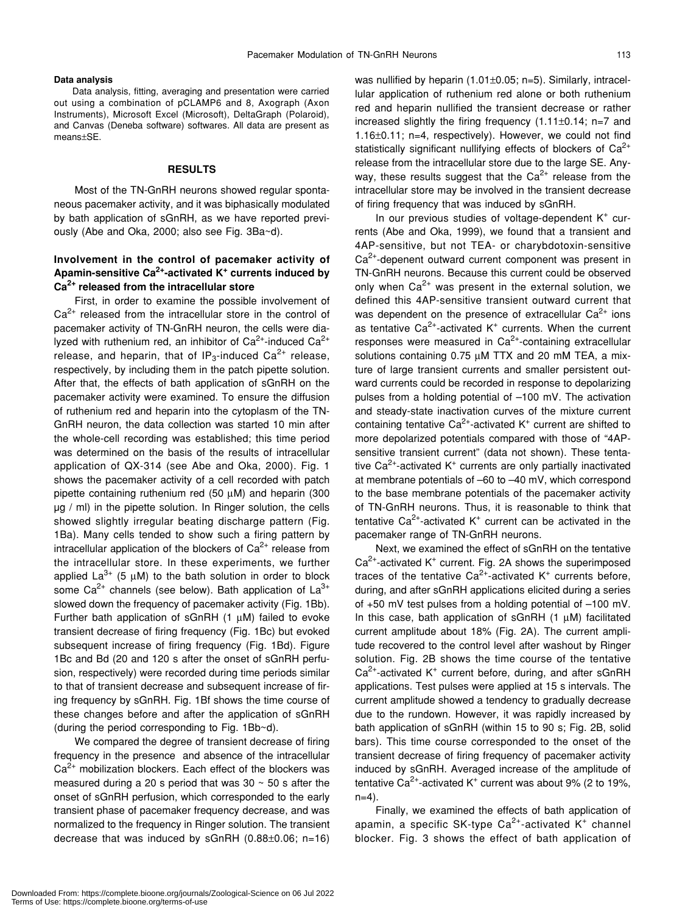#### Data analysis

Data analysis, fitting, averaging and presentation were carried out using a combination of pCLAMP6 and 8, Axograph (Axon Instruments), Microsoft Excel (Microsoft), DeltaGraph (Polaroid), and Canvas (Deneba software) softwares. All data are present as means±SE.

## RESULTS

Most of the TN-GnRH neurons showed regular spontaneous pacemaker activity, and it was biphasically modulated by bath application of sGnRH, as we have reported previously (Abe and Oka, 2000; also see Fig. 3Ba~d).

### Involvement in the control of pacemaker activity of Apamin-sensitive $Ca^{2+}$-activated $K^+$ currents induced by $Ca^{2+}$ released from the intracellular store

First, in order to examine the possible involvement of $Ca^{2+}$ released from the intracellular store in the control of pacemaker activity of TN-GnRH neuron, the cells were dialyzed with ruthenium red, an inhibitor of $Ca^{2+}$-induced $Ca^{2+}$ release, and heparin, that of $IP_3$-induced $Ca^{2+}$ release, respectively, by including them in the patch pipette solution. After that, the effects of bath application of sGnRH on the pacemaker activity were examined. To ensure the diffusion of ruthenium red and heparin into the cytoplasm of the TN-GnRH neuron, the data collection was started 10 min after the whole-cell recording was established; this time period was determined on the basis of the results of intracellular application of QX-314 (see Abe and Oka, 2000). Fig. 1 shows the pacemaker activity of a cell recorded with patch pipette containing ruthenium red (50 μM) and heparin (300 μg / ml) in the pipette solution. In Ringer solution, the cells showed slightly irregular beating discharge pattern (Fig. 1Ba). Many cells tended to show such a firing pattern by intracellular application of the blockers of $Ca^{2+}$ release from the intracellular store. In these experiments, we further applied $La^{3+}$ (5 μM) to the bath solution in order to block some $Ca^{2+}$ channels (see below). Bath application of $La^{3+}$ slowed down the frequency of pacemaker activity (Fig. 1Bb). Further bath application of sGnRH (1 μM) failed to evoke transient decrease of firing frequency (Fig. 1Bc) but evoked subsequent increase of firing frequency (Fig. 1Bd). Figure 1Bc and Bd (20 and 120 s after the onset of sGnRH perfusion, respectively) were recorded during time periods similar to that of transient decrease and subsequent increase of firing frequency by sGnRH. Fig. 1Bf shows the time course of these changes before and after the application of sGnRH (during the period corresponding to Fig. 1Bb~d).

We compared the degree of transient decrease of firing frequency in the presence and absence of the intracellular $Ca^{2+}$ mobilization blockers. Each effect of the blockers was measured during a 20 s period that was 30 ~ 50 s after the onset of sGnRH perfusion, which corresponded to the early transient phase of pacemaker frequency decrease, and was normalized to the frequency in Ringer solution. The transient decrease that was induced by sGnRH (0.88±0.06; n=16) was nullified by heparin (1.01±0.05; n=5). Similarly, intracellular application of ruthenium red alone or both ruthenium red and heparin nullified the transient decrease or rather increased slightly the firing frequency (1.11±0.14; n=7 and 1.16±0.11; n=4, respectively). However, we could not find statistically significant nullifying effects of blockers of $Ca^{2+}$ release from the intracellular store due to the large SE. Anyway, these results suggest that the $Ca^{2+}$ release from the intracellular store may be involved in the transient decrease of firing frequency that was induced by sGnRH.

In our previous studies of voltage-dependent $K^+$ currents (Abe and Oka, 1999), we found that a transient and 4AP-sensitive, but not TEA- or charybdotoxin-sensitive $Ca^{2+}$-depenent outward current component was present in TN-GnRH neurons. Because this current could be observed only when $Ca^{2+}$ was present in the external solution, we defined this 4AP-sensitive transient outward current that was dependent on the presence of extracellular $Ca^{2+}$ ions as tentative $Ca^{2+}$-activated $K^+$ currents. When the current responses were measured in $Ca^{2+}$-containing extracellular solutions containing 0.75 μM TTX and 20 mM TEA, a mixture of large transient currents and smaller persistent outward currents could be recorded in response to depolarizing pulses from a holding potential of –100 mV. The activation and steady-state inactivation curves of the mixture current containing tentative $Ca^{2+}$-activated $K^+$ current are shifted to more depolarized potentials compared with those of "4AP-sensitive transient current" (data not shown). These tentative $Ca^{2+}$-activated $K^+$ currents are only partially inactivated at membrane potentials of –60 to –40 mV, which correspond to the base membrane potentials of the pacemaker activity of TN-GnRH neurons. Thus, it is reasonable to think that tentative $Ca^{2+}$-activated $K^+$ current can be activated in the pacemaker range of TN-GnRH neurons.

Next, we examined the effect of sGnRH on the tentative $Ca^{2+}$-activated $K^+$ current. Fig. 2A shows the superimposed traces of the tentative $Ca^{2+}$-activated $K^+$ currents before, during, and after sGnRH applications elicited during a series of +50 mV test pulses from a holding potential of –100 mV. In this case, bath application of sGnRH (1 μM) facilitated current amplitude about 18% (Fig. 2A). The current amplitude recovered to the control level after washout by Ringer solution. Fig. 2B shows the time course of the tentative $Ca^{2+}$-activated $K^+$ current before, during, and after sGnRH applications. Test pulses were applied at 15 s intervals. The current amplitude showed a tendency to gradually decrease due to the rundown. However, it was rapidly increased by bath application of sGnRH (within 15 to 90 s; Fig. 2B, solid bars). This time course corresponded to the onset of the transient decrease of firing frequency of pacemaker activity induced by sGnRH. Averaged increase of the amplitude of tentative $Ca^{2+}$-activated $K^+$ current was about 9% (2 to 19%, n=4).

Finally, we examined the effects of bath application of apamin, a specific SK-type $Ca^{2+}$-activated $K^+$ channel blocker. Fig. 3 shows the effect of bath application of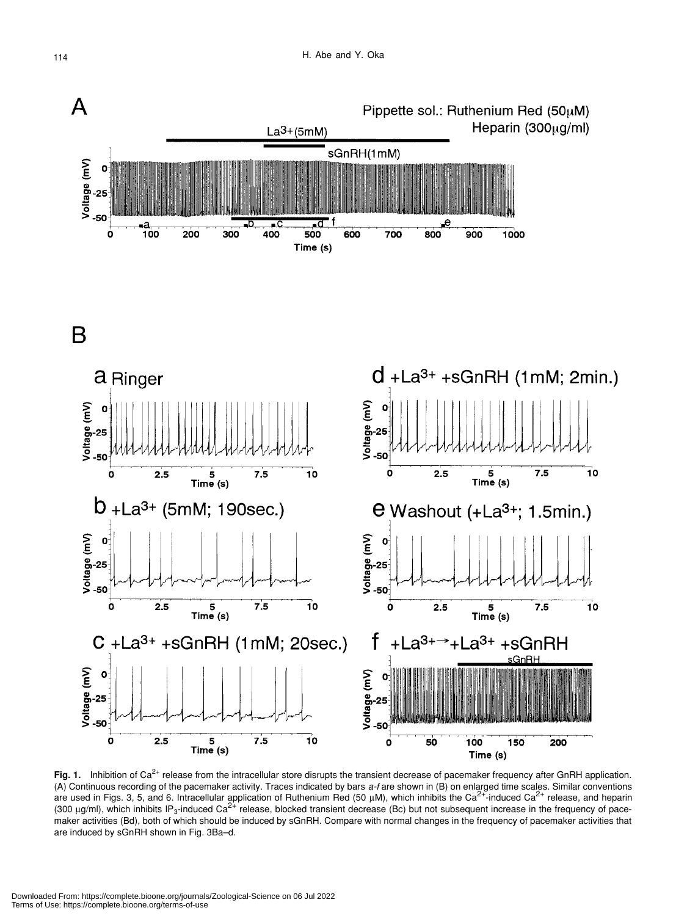**Fig. 1.** Inhibition of $Ca^{2+}$ release from the intracellular store disrupts the transient decrease of pacemaker frequency after GnRH application. (A) Continuous recording of the pacemaker activity. Traces indicated by bars *a-f* are shown in (B) on enlarged time scales. Similar conventions are used in Figs. 3, 5, and 6. Intracellular application of Ruthenium Red (50 μM), which inhibits the $Ca^{2+}$-induced $Ca^{2+}$ release, and heparin (300 μg/ml), which inhibits $IP_3$-induced $Ca^{2+}$ release, blocked transient decrease (Bc) but not subsequent increase in the frequency of pacemaker activities (Bd), both of which should be induced by sGnRH. Compare with normal changes in the frequency of pacemaker activities that are induced by sGnRH shown in Fig. 3Ba–d.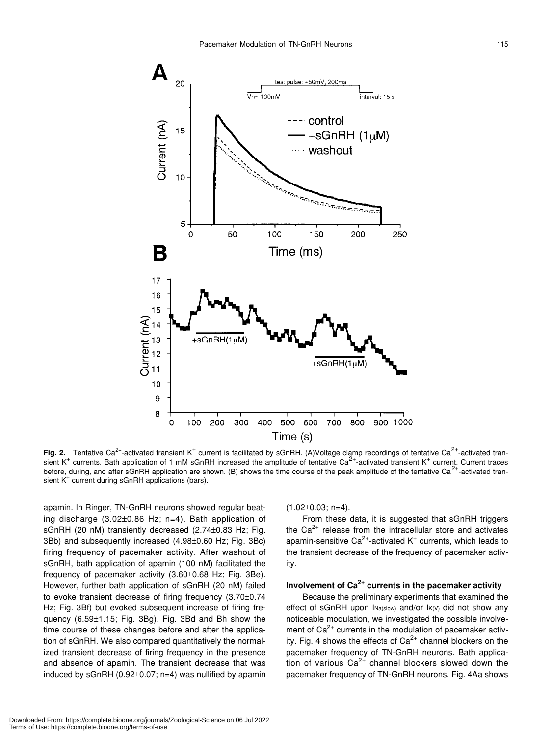**Fig. 2.** Tentative $Ca^{2+}$-activated transient $K^+$ current is facilitated by sGnRH. (A)Voltage clamp recordings of tentative $Ca^{2+}$-activated transient $K^+$ currents. Bath application of 1 mM sGnRH increased the amplitude of tentative $Ca^{2+}$-activated transient $K^+$ current. Current traces before, during, and after sGnRH application are shown. (B) shows the time course of the peak amplitude of the tentative $Ca^{2+}$-activated transient $K^+$ current during sGnRH applications (bars).

apamin. In Ringer, TN-GnRH neurons showed regular beating discharge (3.02±0.86 Hz; n=4). Bath application of sGnRH (20 nM) transiently decreased (2.74±0.83 Hz; Fig. 3Bb) and subsequently increased (4.98±0.60 Hz; Fig. 3Bc) firing frequency of pacemaker activity. After washout of sGnRH, bath application of apamin (100 nM) facilitated the frequency of pacemaker activity (3.60±0.68 Hz; Fig. 3Be). However, further bath application of sGnRH (20 nM) failed to evoke transient decrease of firing frequency (3.70±0.74 Hz; Fig. 3Bf) but evoked subsequent increase of firing frequency (6.59±1.15; Fig. 3Bg). Fig. 3Bd and Bh show the time course of these changes before and after the application of sGnRH. We also compared quantitatively the normalized transient decrease of firing frequency in the presence and absence of apamin. The transient decrease that was induced by sGnRH (0.92±0.07; n=4) was nullified by apamin (1.02±0.03; n=4).

From these data, it is suggested that sGnRH triggers the $Ca^{2+}$ release from the intracellular store and activates apamin-sensitive $Ca^{2+}$-activated $K^+$ currents, which leads to the transient decrease of the frequency of pacemaker activity.

### Involvement of $Ca^{2+}$ currents in the pacemaker activity

Because the preliminary experiments that examined the effect of sGnRH upon $I_{Na(slow)}$ and/or $I_{K(V)}$ did not show any noticeable modulation, we investigated the possible involvement of $Ca^{2+}$ currents in the modulation of pacemaker activity. Fig. 4 shows the effects of $Ca^{2+}$ channel blockers on the pacemaker frequency of TN-GnRH neurons. Bath application of various $Ca^{2+}$ channel blockers slowed down the pacemaker frequency of TN-GnRH neurons. Fig. 4Aa shows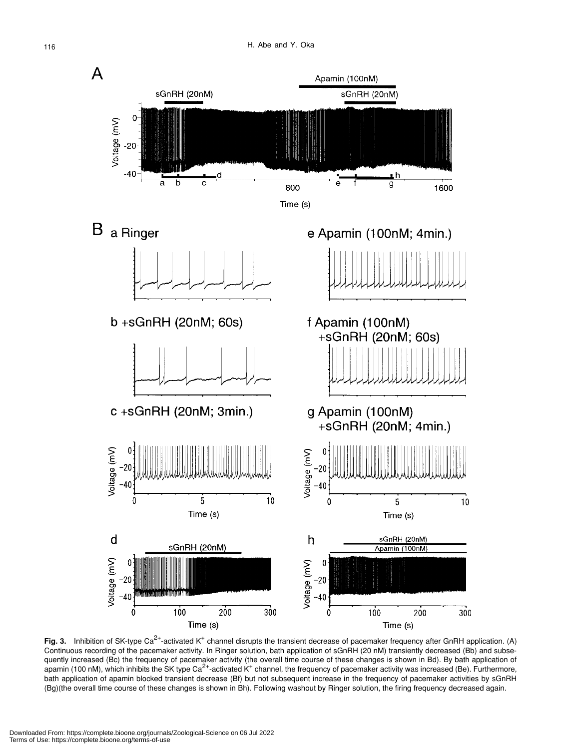**Fig. 3.** Inhibition of SK-type $Ca^{2+}$-activated $K^{+}$ channel disrupts the transient decrease of pacemaker frequency after GnRH application. (A) Continuous recording of the pacemaker activity. In Ringer solution, bath application of sGnRH (20 nM) transiently decreased (Bb) and subsequently increased (Bc) the frequency of pacemaker activity (the overall time course of these changes is shown in Bd). By bath application of apamin (100 nM), which inhibits the SK type $Ca^{2+}$-activated $K^{+}$ channel, the frequency of pacemaker activity was increased (Be). Furthermore, bath application of apamin blocked transient decrease (Bf) but not subsequent increase in the frequency of pacemaker activities by sGnRH (Bg)(the overall time course of these changes is shown in Bh). Following washout by Ringer solution, the firing frequency decreased again.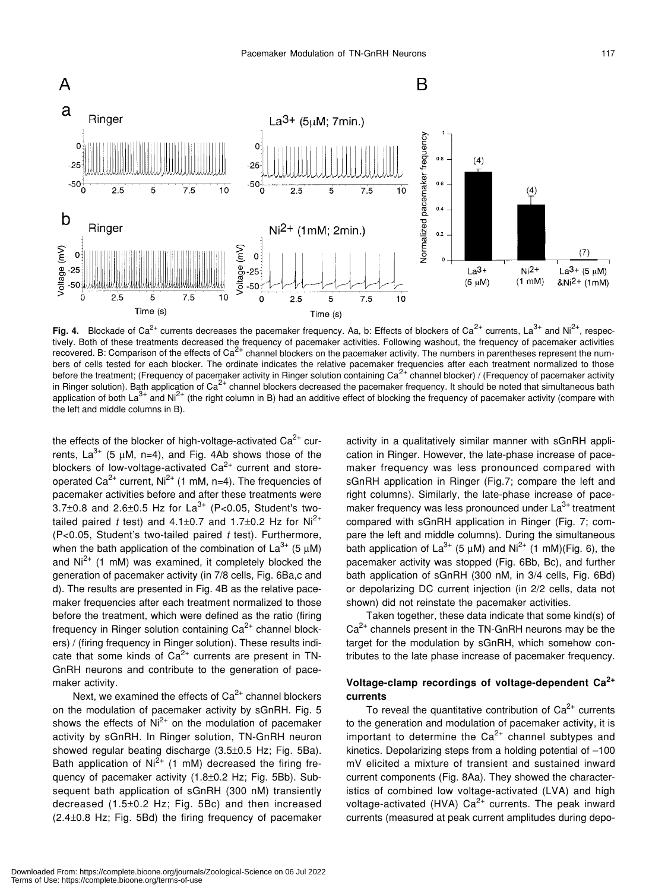**Fig. 4.** Blockade of $Ca^{2+}$ currents decreases the pacemaker frequency. Aa, b: Effects of blockers of $Ca^{2+}$ currents, $La^{3+}$ and $Ni^{2+}$, respectively. Both of these treatments decreased the frequency of pacemaker activities. Following washout, the frequency of pacemaker activities recovered. B: Comparison of the effects of $Ca^{2+}$ channel blockers on the pacemaker activity. The numbers in parentheses represent the numbers of cells tested for each blocker. The ordinate indicates the relative pacemaker frequencies after each treatment normalized to those before the treatment; (Frequency of pacemaker activity in Ringer solution containing $Ca^{2+}$ channel blocker) / (Frequency of pacemaker activity in Ringer solution). Bath application of $Ca^{2+}$ channel blockers decreased the pacemaker frequency. It should be noted that simultaneous bath application of both $La^{3+}$ and $Ni^{2+}$ (the right column in B) had an additive effect of blocking the frequency of pacemaker activity (compare with the left and middle columns in B).

the effects of the blocker of high-voltage-activated $Ca^{2+}$ currents, $La^{3+}$ (5 μM, n=4), and Fig. 4Ab shows those of the blockers of low-voltage-activated $Ca^{2+}$ current and store-operated $Ca^{2+}$ current, $Ni^{2+}$ (1 mM, n=4). The frequencies of pacemaker activities before and after these treatments were 3.7±0.8 and 2.6±0.5 Hz for $La^{3+}$ ($P<0.05$, Student's two-tailed paired *t* test) and 4.1±0.7 and 1.7±0.2 Hz for $Ni^{2+}$ ($P<0.05$, Student's two-tailed paired *t* test). Furthermore, when the bath application of the combination of $La^{3+}$ (5 μM) and $Ni^{2+}$ (1 mM) was examined, it completely blocked the generation of pacemaker activity (in 7/8 cells, Fig. 6Ba,c and d). The results are presented in Fig. 4B as the relative pacemaker frequencies after each treatment normalized to those before the treatment, which were defined as the ratio (firing frequency in Ringer solution containing $Ca^{2+}$ channel blockers) / (firing frequency in Ringer solution). These results indicate that some kinds of $Ca^{2+}$ currents are present in TN-GnRH neurons and contribute to the generation of pacemaker activity.

Next, we examined the effects of $Ca^{2+}$ channel blockers on the modulation of pacemaker activity by sGnRH. Fig. 5 shows the effects of $Ni^{2+}$ on the modulation of pacemaker activity by sGnRH. In Ringer solution, TN-GnRH neuron showed regular beating discharge (3.5±0.5 Hz; Fig. 5Ba). Bath application of $Ni^{2+}$ (1 mM) decreased the firing frequency of pacemaker activity (1.8±0.2 Hz; Fig. 5Bb). Subsequent bath application of sGnRH (300 nM) transiently decreased (1.5±0.2 Hz; Fig. 5Bc) and then increased (2.4±0.8 Hz; Fig. 5Bd) the firing frequency of pacemaker activity in a qualitatively similar manner with sGnRH application in Ringer. However, the late-phase increase of pacemaker frequency was less pronounced compared with sGnRH application in Ringer (Fig.7; compare the left and right columns). Similarly, the late-phase increase of pacemaker frequency was less pronounced under $La^{3+}$ treatment compared with sGnRH application in Ringer (Fig. 7; compare the left and middle columns). During the simultaneous bath application of $La^{3+}$ (5 μM) and $Ni^{2+}$ (1 mM)(Fig. 6), the pacemaker activity was stopped (Fig. 6Bb, Bc), and further bath application of sGnRH (300 nM, in 3/4 cells, Fig. 6Bd) or depolarizing DC current injection (in 2/2 cells, data not shown) did not reinstate the pacemaker activities.

Taken together, these data indicate that some kind(s) of $Ca^{2+}$ channels present in the TN-GnRH neurons may be the target for the modulation by sGnRH, which somehow contributes to the late phase increase of pacemaker frequency.

### Voltage-clamp recordings of voltage-dependent $Ca^{2+}$ currents

To reveal the quantitative contribution of $Ca^{2+}$ currents to the generation and modulation of pacemaker activity, it is important to determine the $Ca^{2+}$ channel subtypes and kinetics. Depolarizing steps from a holding potential of –100 mV elicited a mixture of transient and sustained inward current components (Fig. 8Aa). They showed the characteristics of combined low voltage-activated (LVA) and high voltage-activated (HVA) $Ca^{2+}$ currents. The peak inward currents (measured at peak current amplitudes during depo-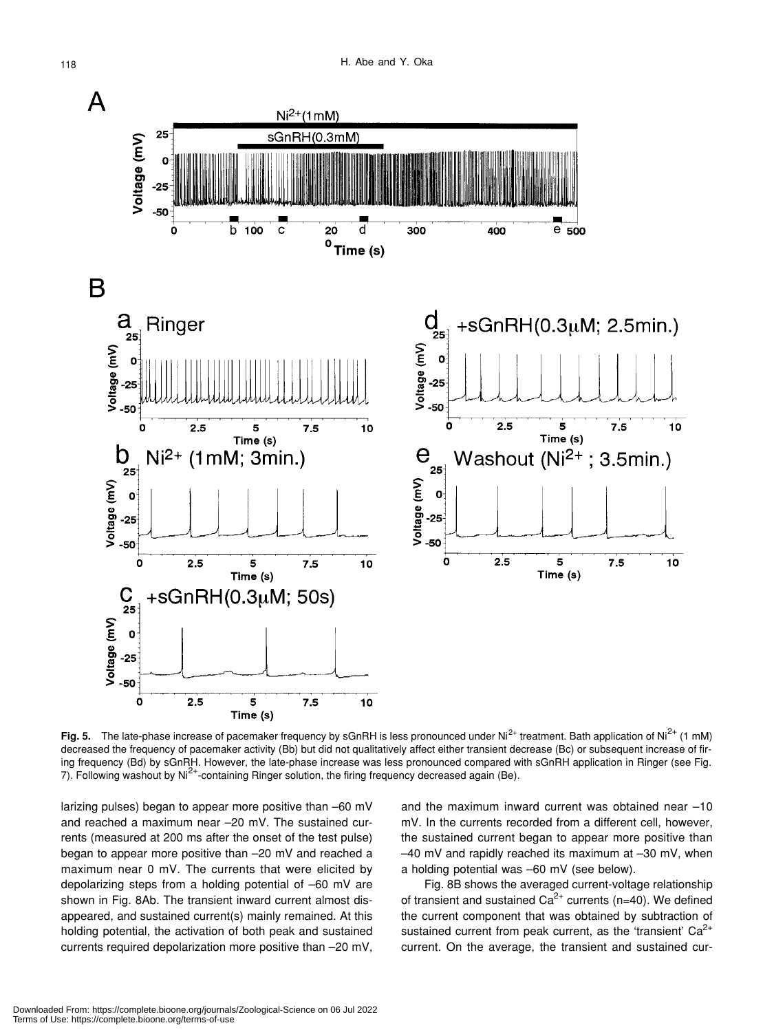**Fig. 5.** The late-phase increase of pacemaker frequency by sGnRH is less pronounced under $Ni^{2+}$ treatment. Bath application of $Ni^{2+}$ (1 mM) decreased the frequency of pacemaker activity (Bb) but did not qualitatively affect either transient decrease (Bc) or subsequent increase of firing frequency (Bd) by sGnRH. However, the late-phase increase was less pronounced compared with sGnRH application in Ringer (see Fig. 7). Following washout by $Ni^{2+}$-containing Ringer solution, the firing frequency decreased again (Be).

larizing pulses) began to appear more positive than –60 mV and reached a maximum near –20 mV. The sustained currents (measured at 200 ms after the onset of the test pulse) began to appear more positive than –20 mV and reached a maximum near 0 mV. The currents that were elicited by depolarizing steps from a holding potential of –60 mV are shown in Fig. 8Ab. The transient inward current almost disappeared, and sustained current(s) mainly remained. At this holding potential, the activation of both peak and sustained currents required depolarization more positive than –20 mV, and the maximum inward current was obtained near –10 mV. In the currents recorded from a different cell, however, the sustained current began to appear more positive than –40 mV and rapidly reached its maximum at –30 mV, when a holding potential was –60 mV (see below).

Fig. 8B shows the averaged current-voltage relationship of transient and sustained $Ca^{2+}$ currents (n=40). We defined the current component that was obtained by subtraction of sustained current from peak current, as the 'transient' $Ca^{2+}$ current. On the average, the transient and sustained cur-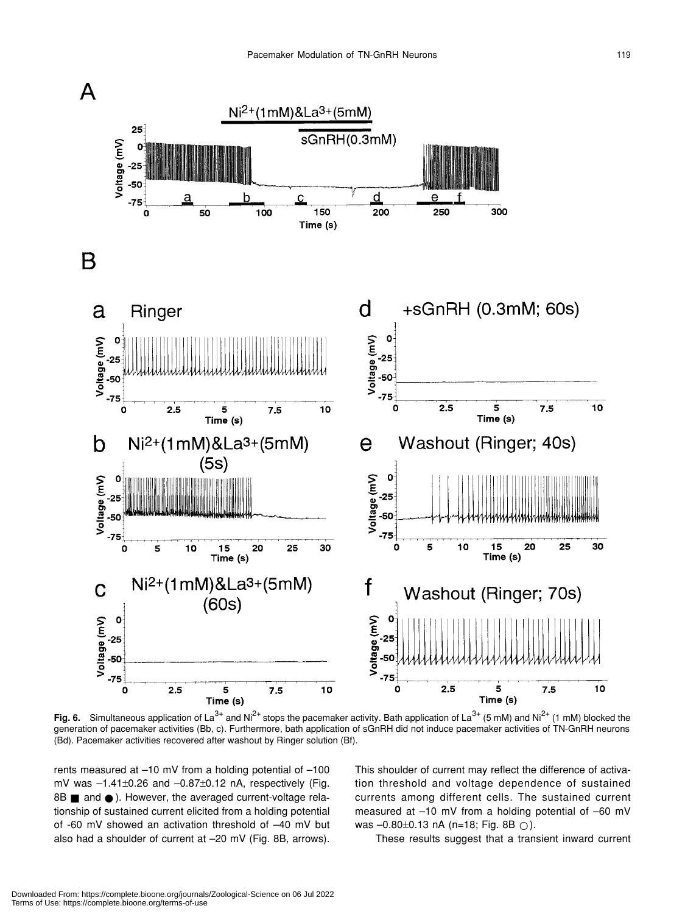**Fig. 6.** Simultaneous application of $La^{3+}$ and $Ni^{2+}$ stops the pacemaker activity. Bath application of $La^{3+}$ (5 mM) and $Ni^{2+}$ (1 mM) blocked the generation of pacemaker activities (Bb, c). Furthermore, bath application of sGnRH did not induce pacemaker activities of TN-GnRH neurons (Bd). Pacemaker activities recovered after washout by Ringer solution (Bf).

rents measured at –10 mV from a holding potential of –100 mV was –1.41±0.26 and –0.87±0.12 nA, respectively (Fig. 8B ■ and ●). However, the averaged current-voltage relationship of sustained current elicited from a holding potential of -60 mV showed an activation threshold of –40 mV but also had a shoulder of current at –20 mV (Fig. 8B, arrows). This shoulder of current may reflect the difference of activation threshold and voltage dependence of sustained currents among different cells. The sustained current measured at –10 mV from a holding potential of –60 mV was –0.80±0.13 nA (n=18; Fig. 8B ○).

These results suggest that a transient inward current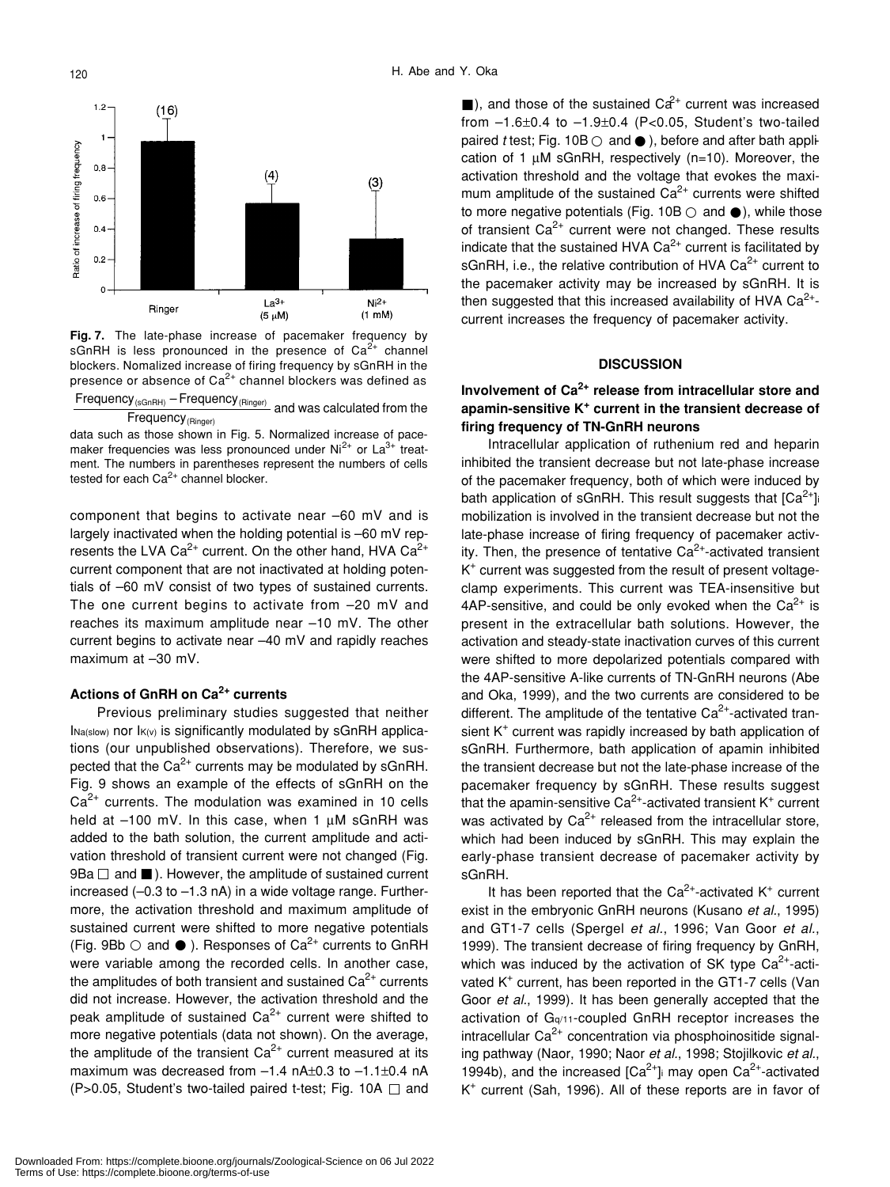**Fig. 7.** The late-phase increase of pacemaker frequency by sGnRH is less pronounced in the presence of $Ca^{2+}$ channel blockers. Nomalized increase of firing frequency by sGnRH in the presence or absence of $Ca^{2+}$ channel blockers was defined as $\frac{\text{Frequency}_{(sGnRH)} - \text{Frequency}_{(Ringer)}}{\text{Frequency}_{(Ringer)}}$ and was calculated from the data such as those shown in Fig. 5. Normalized increase of pacemaker frequencies was less pronounced under $Ni^{2+}$ or $La^{3+}$ treatment. The numbers in parentheses represent the numbers of cells tested for each $Ca^{2+}$ channel blocker.

component that begins to activate near –60 mV and is largely inactivated when the holding potential is –60 mV represents the LVA $Ca^{2+}$ current. On the other hand, HVA $Ca^{2+}$ current component that are not inactivated at holding potentials of –60 mV consist of two types of sustained currents. The one current begins to activate from –20 mV and reaches its maximum amplitude near –10 mV. The other current begins to activate near –40 mV and rapidly reaches maximum at –30 mV.

### Actions of GnRH on $Ca^{2+}$ currents

Previous preliminary studies suggested that neither $I_{Na(slow)}$ nor $I_{K(v)}$ is significantly modulated by sGnRH applications (our unpublished observations). Therefore, we suspected that the $Ca^{2+}$ currents may be modulated by sGnRH. Fig. 9 shows an example of the effects of sGnRH on the $Ca^{2+}$ currents. The modulation was examined in 10 cells held at –100 mV. In this case, when 1 μM sGnRH was added to the bath solution, the current amplitude and activation threshold of transient current were not changed (Fig. 9Ba □ and ■). However, the amplitude of sustained current increased (–0.3 to –1.3 nA) in a wide voltage range. Furthermore, the activation threshold and maximum amplitude of sustained current were shifted to more negative potentials (Fig. 9Bb ○ and ●). Responses of $Ca^{2+}$ currents to GnRH were variable among the recorded cells. In another case, the amplitudes of both transient and sustained $Ca^{2+}$ currents did not increase. However, the activation threshold and the peak amplitude of sustained $Ca^{2+}$ current were shifted to more negative potentials (data not shown). On the average, the amplitude of the transient $Ca^{2+}$ current measured at its maximum was decreased from –1.4 nA±0.3 to –1.1±0.4 nA ($P>0.05$, Student's two-tailed paired t-test; Fig. 10A □ and ■), and those of the sustained $Ca^{2+}$ current was increased from –1.6±0.4 to –1.9±0.4 ($P<0.05$, Student's two-tailed paired *t* test; Fig. 10B ○ and ●), before and after bath application of 1 μM sGnRH, respectively (n=10). Moreover, the activation threshold and the voltage that evokes the maximum amplitude of the sustained $Ca^{2+}$ currents were shifted to more negative potentials (Fig. 10B ○ and ●), while those of transient $Ca^{2+}$ current were not changed. These results indicate that the sustained HVA $Ca^{2+}$ current is facilitated by sGnRH, i.e., the relative contribution of HVA $Ca^{2+}$ current to the pacemaker activity may be increased by sGnRH. It is then suggested that this increased availability of HVA $Ca^{2+}$-current increases the frequency of pacemaker activity.

## DISCUSSION

### Involvement of $Ca^{2+}$ release from intracellular store and apamin-sensitive $K^+$ current in the transient decrease of firing frequency of TN-GnRH neurons

Intracellular application of ruthenium red and heparin inhibited the transient decrease but not late-phase increase of the pacemaker frequency, both of which were induced by bath application of sGnRH. This result suggests that $[Ca^{2+}]_i$ mobilization is involved in the transient decrease but not the late-phase increase of firing frequency of pacemaker activity. Then, the presence of tentative $Ca^{2+}$-activated transient $K^+$ current was suggested from the result of present voltage-clamp experiments. This current was TEA-insensitive but 4AP-sensitive, and could be only evoked when the $Ca^{2+}$ is present in the extracellular bath solutions. However, the activation and steady-state inactivation curves of this current were shifted to more depolarized potentials compared with the 4AP-sensitive A-like currents of TN-GnRH neurons (Abe and Oka, 1999), and the two currents are considered to be different. The amplitude of the tentative $Ca^{2+}$-activated transient $K^+$ current was rapidly increased by bath application of sGnRH. Furthermore, bath application of apamin inhibited the transient decrease but not the late-phase increase of the pacemaker frequency by sGnRH. These results suggest that the apamin-sensitive $Ca^{2+}$-activated transient $K^+$ current was activated by $Ca^{2+}$ released from the intracellular store, which had been induced by sGnRH. This may explain the early-phase transient decrease of pacemaker activity by sGnRH.

It has been reported that the $Ca^{2+}$-activated $K^+$ current exist in the embryonic GnRH neurons (Kusano *et al*., 1995) and GT1-7 cells (Spergel *et al*., 1996; Van Goor *et al*., 1999). The transient decrease of firing frequency by GnRH, which was induced by the activation of SK type $Ca^{2+}$-activated $K^+$ current, has been reported in the GT1-7 cells (Van Goor *et al*., 1999). It has been generally accepted that the activation of $G_{q/11}$-coupled GnRH receptor increases the intracellular $Ca^{2+}$ concentration via phosphoinositide signaling pathway (Naor, 1990; Naor *et al*., 1998; Stojilkovic *et al*., 1994b), and the increased $[Ca^{2+}]_i$ may open $Ca^{2+}$-activated $K^+$ current (Sah, 1996). All of these reports are in favor of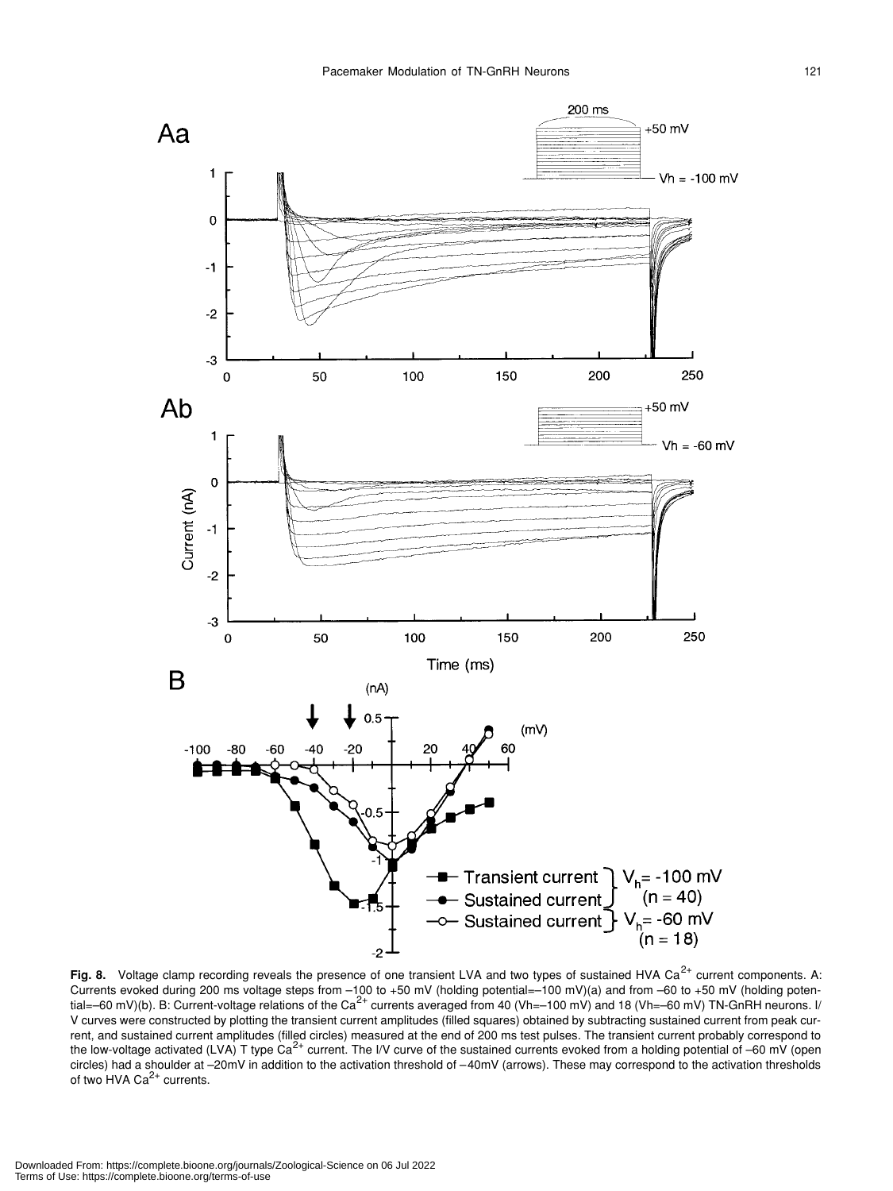**Fig. 8.** Voltage clamp recording reveals the presence of one transient LVA and two types of sustained HVA $Ca^{2+}$ current components. A: Currents evoked during 200 ms voltage steps from –100 to +50 mV (holding potential=–100 mV)(a) and from –60 to +50 mV (holding potential=–60 mV)(b). B: Current-voltage relations of the $Ca^{2+}$ currents averaged from 40 (Vh=–100 mV) and 18 (Vh=–60 mV) TN-GnRH neurons. I/V curves were constructed by plotting the transient current amplitudes (filled squares) obtained by subtracting sustained current from peak current, and sustained current amplitudes (filled circles) measured at the end of 200 ms test pulses. The transient current probably correspond to the low-voltage activated (LVA) T type $Ca^{2+}$ current. The I/V curve of the sustained currents evoked from a holding potential of –60 mV (open circles) had a shoulder at –20mV in addition to the activation threshold of –40mV (arrows). These may correspond to the activation thresholds of two HVA $Ca^{2+}$ currents.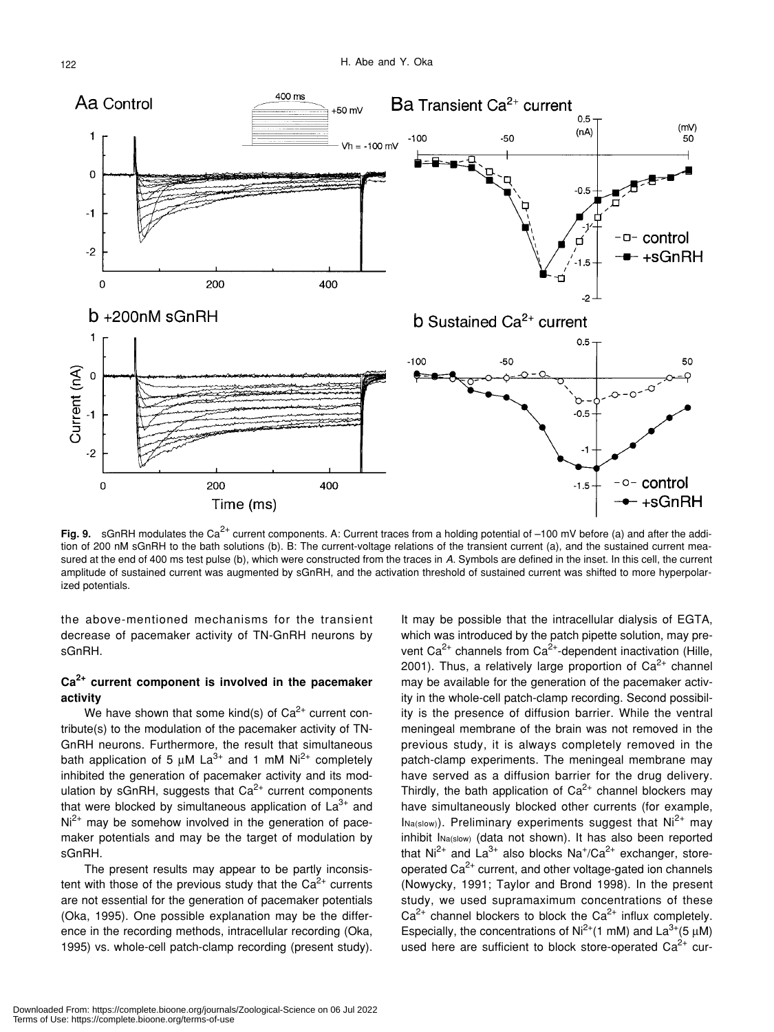**Fig. 9.** sGnRH modulates the $Ca^{2+}$ current components. A: Current traces from a holding potential of –100 mV before (a) and after the addition of 200 nM sGnRH to the bath solutions (b). B: The current-voltage relations of the transient current (a), and the sustained current measured at the end of 400 ms test pulse (b), which were constructed from the traces in *A*. Symbols are defined in the inset. In this cell, the current amplitude of sustained current was augmented by sGnRH, and the activation threshold of sustained current was shifted to more hyperpolarized potentials.

the above-mentioned mechanisms for the transient decrease of pacemaker activity of TN-GnRH neurons by sGnRH.

### $Ca^{2+}$ current component is involved in the pacemaker activity

We have shown that some kind(s) of $Ca^{2+}$ current contribute(s) to the modulation of the pacemaker activity of TN-GnRH neurons. Furthermore, the result that simultaneous bath application of 5 μM $La^{3+}$ and 1 mM $Ni^{2+}$ completely inhibited the generation of pacemaker activity and its modulation by sGnRH, suggests that $Ca^{2+}$ current components that were blocked by simultaneous application of $La^{3+}$ and $Ni^{2+}$ may be somehow involved in the generation of pacemaker potentials and may be the target of modulation by sGnRH.

The present results may appear to be partly inconsistent with those of the previous study that the $Ca^{2+}$ currents are not essential for the generation of pacemaker potentials (Oka, 1995). One possible explanation may be the difference in the recording methods, intracellular recording (Oka, 1995) vs. whole-cell patch-clamp recording (present study). It may be possible that the intracellular dialysis of EGTA, which was introduced by the patch pipette solution, may prevent $Ca^{2+}$ channels from $Ca^{2+}$-dependent inactivation (Hille, 2001). Thus, a relatively large proportion of $Ca^{2+}$ channel may be available for the generation of the pacemaker activity in the whole-cell patch-clamp recording. Second possibility is the presence of diffusion barrier. While the ventral meningeal membrane of the brain was not removed in the previous study, it is always completely removed in the patch-clamp experiments. The meningeal membrane may have served as a diffusion barrier for the drug delivery. Thirdly, the bath application of $Ca^{2+}$ channel blockers may have simultaneously blocked other currents (for example, $I_{Na(slow)}$). Preliminary experiments suggest that $Ni^{2+}$ may inhibit $I_{Na(slow)}$ (data not shown). It has also been reported that $Ni^{2+}$ and $La^{3+}$ also blocks $Na^{+}/Ca^{2+}$ exchanger, store-operated $Ca^{2+}$ current, and other voltage-gated ion channels (Nowycky, 1991; Taylor and Brond 1998). In the present study, we used supramaximum concentrations of these $Ca^{2+}$ channel blockers to block the $Ca^{2+}$ influx completely. Especially, the concentrations of $Ni^{2+}$(1 mM) and $La^{3+}$(5 μM) used here are sufficient to block store-operated $Ca^{2+}$ cur-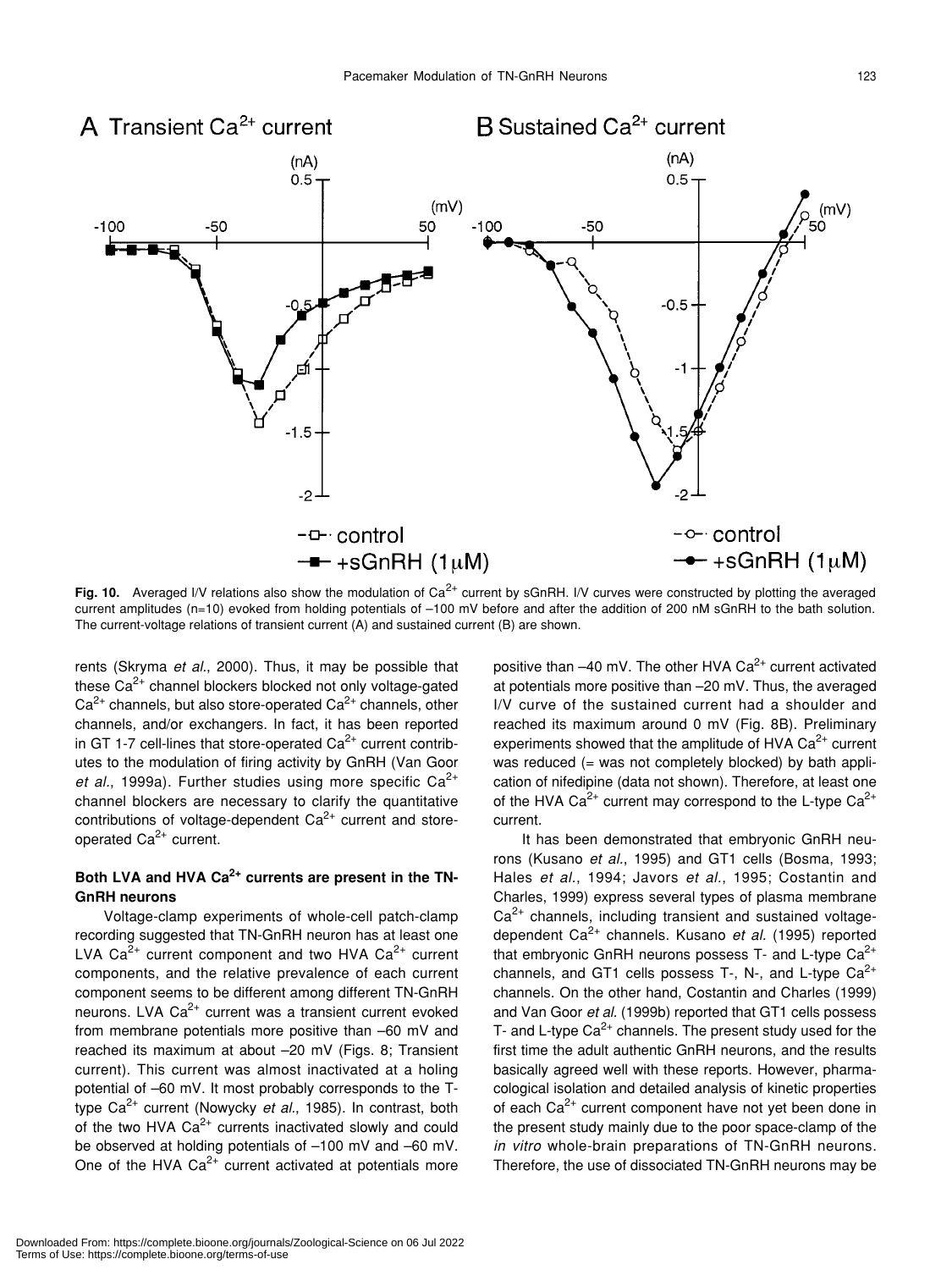**Fig. 10.** Averaged I/V relations also show the modulation of $Ca^{2+}$ current by sGnRH. I/V curves were constructed by plotting the averaged current amplitudes (n=10) evoked from holding potentials of –100 mV before and after the addition of 200 nM sGnRH to the bath solution. The current-voltage relations of transient current (A) and sustained current (B) are shown.

rents (Skryma *et al.*, 2000). Thus, it may be possible that these $Ca^{2+}$ channel blockers blocked not only voltage-gated $Ca^{2+}$ channels, but also store-operated $Ca^{2+}$ channels, other channels, and/or exchangers. In fact, it has been reported in GT 1-7 cell-lines that store-operated $Ca^{2+}$ current contributes to the modulation of firing activity by GnRH (Van Goor *et al.*, 1999a). Further studies using more specific $Ca^{2+}$ channel blockers are necessary to clarify the quantitative contributions of voltage-dependent $Ca^{2+}$ current and store-operated $Ca^{2+}$ current.

### Both LVA and HVA $Ca^{2+}$ currents are present in the TN-GnRH neurons

Voltage-clamp experiments of whole-cell patch-clamp recording suggested that TN-GnRH neuron has at least one LVA $Ca^{2+}$ current component and two HVA $Ca^{2+}$ current components, and the relative prevalence of each current component seems to be different among different TN-GnRH neurons. LVA $Ca^{2+}$ current was a transient current evoked from membrane potentials more positive than –60 mV and reached its maximum at about –20 mV (Figs. 8; Transient current). This current was almost inactivated at a holing potential of –60 mV. It most probably corresponds to the T-type $Ca^{2+}$ current (Nowycky *et al.*, 1985). In contrast, both of the two HVA $Ca^{2+}$ currents inactivated slowly and could be observed at holding potentials of –100 mV and –60 mV. One of the HVA $Ca^{2+}$ current activated at potentials more positive than –40 mV. The other HVA $Ca^{2+}$ current activated at potentials more positive than –20 mV. Thus, the averaged I/V curve of the sustained current had a shoulder and reached its maximum around 0 mV (Fig. 8B). Preliminary experiments showed that the amplitude of HVA $Ca^{2+}$ current was reduced (= was not completely blocked) by bath application of nifedipine (data not shown). Therefore, at least one of the HVA $Ca^{2+}$ current may correspond to the L-type $Ca^{2+}$ current.

It has been demonstrated that embryonic GnRH neurons (Kusano *et al.*, 1995) and GT1 cells (Bosma, 1993; Hales *et al.*, 1994; Javors *et al.*, 1995; Costantin and Charles, 1999) express several types of plasma membrane $Ca^{2+}$ channels, including transient and sustained voltage-dependent $Ca^{2+}$ channels. Kusano *et al.* (1995) reported that embryonic GnRH neurons possess T- and L-type $Ca^{2+}$ channels, and GT1 cells possess T-, N-, and L-type $Ca^{2+}$ channels. On the other hand, Costantin and Charles (1999) and Van Goor *et al.* (1999b) reported that GT1 cells possess T- and L-type $Ca^{2+}$ channels. The present study used for the first time the adult authentic GnRH neurons, and the results basically agreed well with these reports. However, pharmacological isolation and detailed analysis of kinetic properties of each $Ca^{2+}$ current component have not yet been done in the present study mainly due to the poor space-clamp of the *in vitro* whole-brain preparations of TN-GnRH neurons. Therefore, the use of dissociated TN-GnRH neurons may be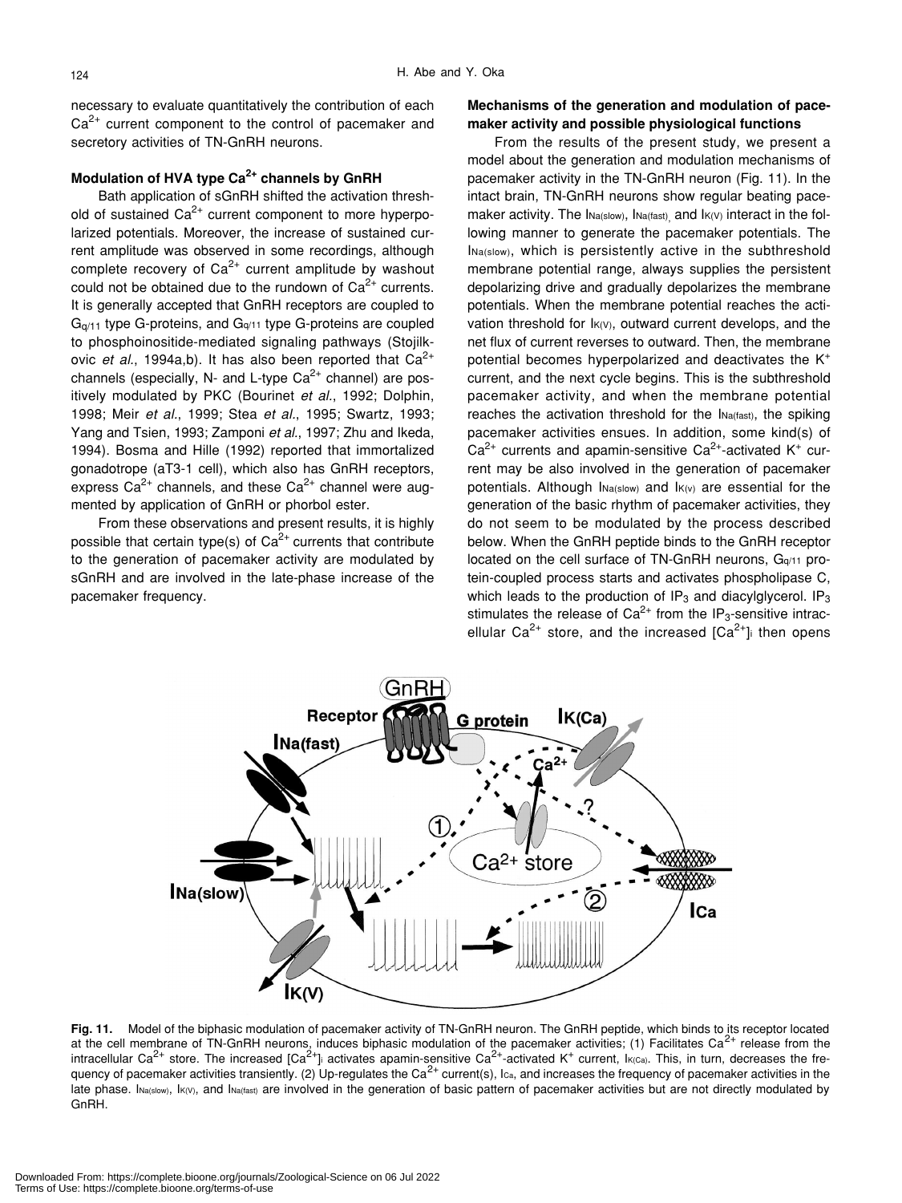necessary to evaluate quantitatively the contribution of each $Ca^{2+}$ current component to the control of pacemaker and secretory activities of TN-GnRH neurons.

### Modulation of HVA type $Ca^{2+}$ channels by GnRH

Bath application of sGnRH shifted the activation threshold of sustained $Ca^{2+}$ current component to more hyperpolarized potentials. Moreover, the increase of sustained current amplitude was observed in some recordings, although complete recovery of $Ca^{2+}$ current amplitude by washout could not be obtained due to the rundown of $Ca^{2+}$ currents. It is generally accepted that GnRH receptors are coupled to $G_{q/11}$ type G-proteins, and $G_{q/11}$ type G-proteins are coupled to phosphoinositide-mediated signaling pathways (Stojilkovic *et al.*, 1994a,b). It has also been reported that $Ca^{2+}$ channels (especially, N- and L-type $Ca^{2+}$ channel) are positively modulated by PKC (Bourinet *et al.*, 1992; Dolphin, 1998; Meir *et al.*, 1999; Stea *et al.*, 1995; Swartz, 1993; Yang and Tsien, 1993; Zamponi *et al.*, 1997; Zhu and Ikeda, 1994). Bosma and Hille (1992) reported that immortalized gonadotrope (aT3-1 cell), which also has GnRH receptors, express $Ca^{2+}$ channels, and these $Ca^{2+}$ channel were augmented by application of GnRH or phorbol ester.

From these observations and present results, it is highly possible that certain type(s) of $Ca^{2+}$ currents that contribute to the generation of pacemaker activity are modulated by sGnRH and are involved in the late-phase increase of the pacemaker frequency.

### Mechanisms of the generation and modulation of pacemaker activity and possible physiological functions

From the results of the present study, we present a model about the generation and modulation mechanisms of pacemaker activity in the TN-GnRH neuron (Fig. 11). In the intact brain, TN-GnRH neurons show regular beating pacemaker activity. The $I_{Na(slow)}$, $I_{Na(fast)}$ and $I_{K(V)}$ interact in the following manner to generate the pacemaker potentials. The $I_{Na(slow)}$, which is persistently active in the subthreshold membrane potential range, always supplies the persistent depolarizing drive and gradually depolarizes the membrane potentials. When the membrane potential reaches the activation threshold for $I_{K(V)}$, outward current develops, and the net flux of current reverses to outward. Then, the membrane potential becomes hyperpolarized and deactivates the $K^+$ current, and the next cycle begins. This is the subthreshold pacemaker activity, and when the membrane potential reaches the activation threshold for the $I_{Na(fast)}$, the spiking pacemaker activities ensues. In addition, some kind(s) of $Ca^{2+}$ currents and apamin-sensitive $Ca^{2+}$-activated $K^+$ current may be also involved in the generation of pacemaker potentials. Although $I_{Na(slow)}$ and $I_{K(V)}$ are essential for the generation of the basic rhythm of pacemaker activities, they do not seem to be modulated by the process described below. When the GnRH peptide binds to the GnRH receptor located on the cell surface of TN-GnRH neurons, $G_{q/11}$ protein-coupled process starts and activates phospholipase C, which leads to the production of $IP_3$ and diacylglycerol. $IP_3$ stimulates the release of $Ca^{2+}$ from the $IP_3$-sensitive intracellular $Ca^{2+}$ store, and the increased $[Ca^{2+}]_i$ then opens

**Fig. 11.** Model of the biphasic modulation of pacemaker activity of TN-GnRH neuron. The GnRH peptide, which binds to its receptor located at the cell membrane of TN-GnRH neurons, induces biphasic modulation of the pacemaker activities; (1) Facilitates $Ca^{2+}$ release from the intracellular $Ca^{2+}$ store. The increased $[Ca^{2+}]_i$ activates apamin-sensitive $Ca^{2+}$-activated $K^+$ current, $I_{K(Ca)}$. This, in turn, decreases the frequency of pacemaker activities transiently. (2) Up-regulates the $Ca^{2+}$ current(s), $I_{Ca}$, and increases the frequency of pacemaker activities in the late phase. $I_{Na(slow)}$, $I_{K(V)}$, and $I_{Na(fast)}$ are involved in the generation of basic pattern of pacemaker activities but are not directly modulated by GnRH.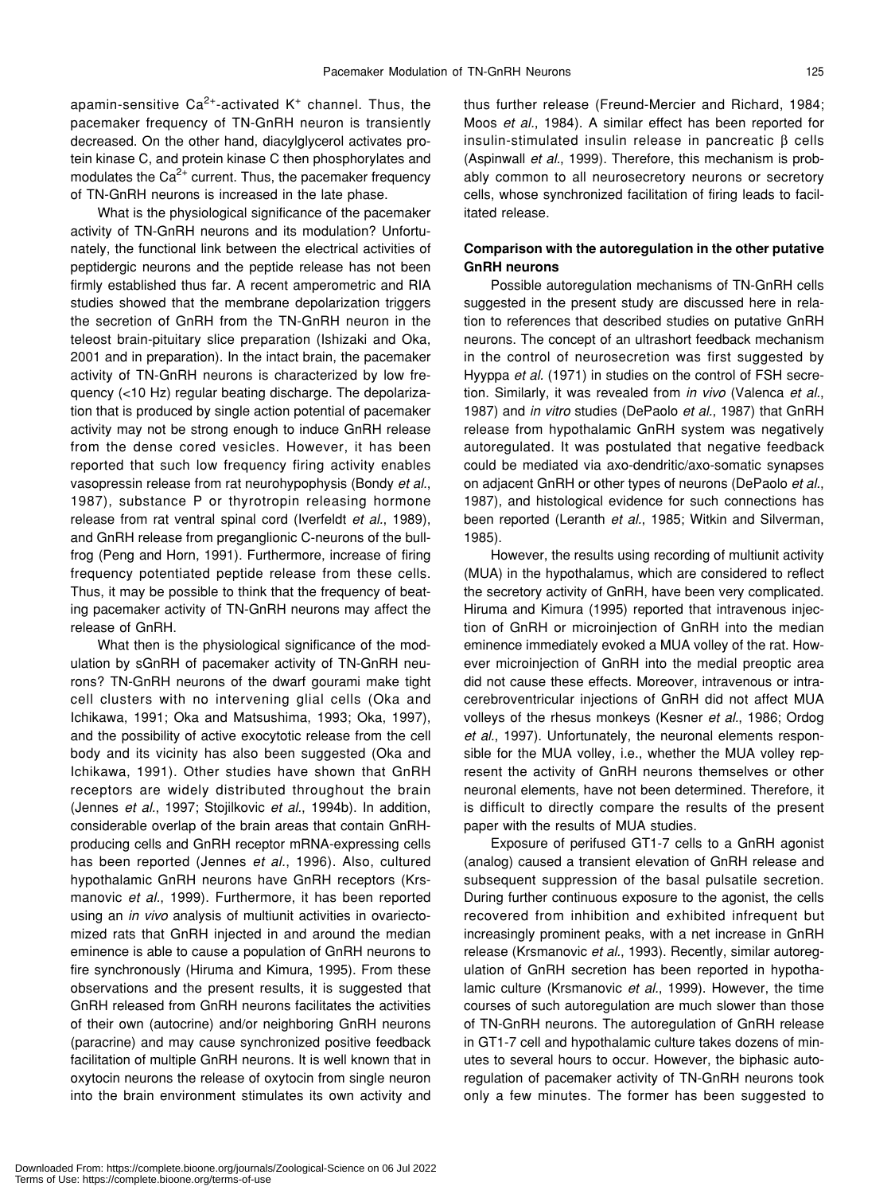apamin-sensitive $Ca^{2+}$-activated $K^+$ channel. Thus, the pacemaker frequency of TN-GnRH neuron is transiently decreased. On the other hand, diacylglycerol activates protein kinase C, and protein kinase C then phosphorylates and modulates the $Ca^{2+}$ current. Thus, the pacemaker frequency of TN-GnRH neurons is increased in the late phase.

What is the physiological significance of the pacemaker activity of TN-GnRH neurons and its modulation? Unfortunately, the functional link between the electrical activities of peptidergic neurons and the peptide release has not been firmly established thus far. A recent amperometric and RIA studies showed that the membrane depolarization triggers the secretion of GnRH from the TN-GnRH neuron in the teleost brain-pituitary slice preparation (Ishizaki and Oka, 2001 and in preparation). In the intact brain, the pacemaker activity of TN-GnRH neurons is characterized by low frequency (<10 Hz) regular beating discharge. The depolarization that is produced by single action potential of pacemaker activity may not be strong enough to induce GnRH release from the dense cored vesicles. However, it has been reported that such low frequency firing activity enables vasopressin release from rat neurohypophysis (Bondy *et al*., 1987), substance P or thyrotropin releasing hormone release from rat ventral spinal cord (Iverfeldt *et al*., 1989), and GnRH release from preganglionic C-neurons of the bullfrog (Peng and Horn, 1991). Furthermore, increase of firing frequency potentiated peptide release from these cells. Thus, it may be possible to think that the frequency of beating pacemaker activity of TN-GnRH neurons may affect the release of GnRH.

What then is the physiological significance of the modulation by sGnRH of pacemaker activity of TN-GnRH neurons? TN-GnRH neurons of the dwarf gourami make tight cell clusters with no intervening glial cells (Oka and Ichikawa, 1991; Oka and Matsushima, 1993; Oka, 1997), and the possibility of active exocytotic release from the cell body and its vicinity has also been suggested (Oka and Ichikawa, 1991). Other studies have shown that GnRH receptors are widely distributed throughout the brain (Jennes *et al*., 1997; Stojilkovic *et al*., 1994b). In addition, considerable overlap of the brain areas that contain GnRH-producing cells and GnRH receptor mRNA-expressing cells has been reported (Jennes *et al*., 1996). Also, cultured hypothalamic GnRH neurons have GnRH receptors (Krsmanovic *et al.,* 1999). Furthermore, it has been reported using an *in vivo* analysis of multiunit activities in ovariectomized rats that GnRH injected in and around the median eminence is able to cause a population of GnRH neurons to fire synchronously (Hiruma and Kimura, 1995). From these observations and the present results, it is suggested that GnRH released from GnRH neurons facilitates the activities of their own (autocrine) and/or neighboring GnRH neurons (paracrine) and may cause synchronized positive feedback facilitation of multiple GnRH neurons. It is well known that in oxytocin neurons the release of oxytocin from single neuron into the brain environment stimulates its own activity and thus further release (Freund-Mercier and Richard, 1984; Moos *et al*., 1984). A similar effect has been reported for insulin-stimulated insulin release in pancreatic β cells (Aspinwall *et al*., 1999). Therefore, this mechanism is probably common to all neurosecretory neurons or secretory cells, whose synchronized facilitation of firing leads to facilitated release.

### Comparison with the autoregulation in the other putative GnRH neurons

Possible autoregulation mechanisms of TN-GnRH cells suggested in the present study are discussed here in relation to references that described studies on putative GnRH neurons. The concept of an ultrashort feedback mechanism in the control of neurosecretion was first suggested by Hyyppa *et al*. (1971) in studies on the control of FSH secretion. Similarly, it was revealed from *in vivo* (Valenca *et al*., 1987) and *in vitro* studies (DePaolo *et al*., 1987) that GnRH release from hypothalamic GnRH system was negatively autoregulated. It was postulated that negative feedback could be mediated via axo-dendritic/axo-somatic synapses on adjacent GnRH or other types of neurons (DePaolo *et al*., 1987), and histological evidence for such connections has been reported (Leranth *et al*., 1985; Witkin and Silverman, 1985).

However, the results using recording of multiunit activity (MUA) in the hypothalamus, which are considered to reflect the secretory activity of GnRH, have been very complicated. Hiruma and Kimura (1995) reported that intravenous injection of GnRH or microinjection of GnRH into the median eminence immediately evoked a MUA volley of the rat. However microinjection of GnRH into the medial preoptic area did not cause these effects. Moreover, intravenous or intracerebroventricular injections of GnRH did not affect MUA volleys of the rhesus monkeys (Kesner *et al*., 1986; Ordog *et al*., 1997). Unfortunately, the neuronal elements responsible for the MUA volley, i.e., whether the MUA volley represent the activity of GnRH neurons themselves or other neuronal elements, have not been determined. Therefore, it is difficult to directly compare the results of the present paper with the results of MUA studies.

Exposure of perifused GT1-7 cells to a GnRH agonist (analog) caused a transient elevation of GnRH release and subsequent suppression of the basal pulsatile secretion. During further continuous exposure to the agonist, the cells recovered from inhibition and exhibited infrequent but increasingly prominent peaks, with a net increase in GnRH release (Krsmanovic *et al*., 1993). Recently, similar autoregulation of GnRH secretion has been reported in hypothalamic culture (Krsmanovic *et al*., 1999). However, the time courses of such autoregulation are much slower than those of TN-GnRH neurons. The autoregulation of GnRH release in GT1-7 cell and hypothalamic culture takes dozens of minutes to several hours to occur. However, the biphasic autoregulation of pacemaker activity of TN-GnRH neurons took only a few minutes. The former has been suggested to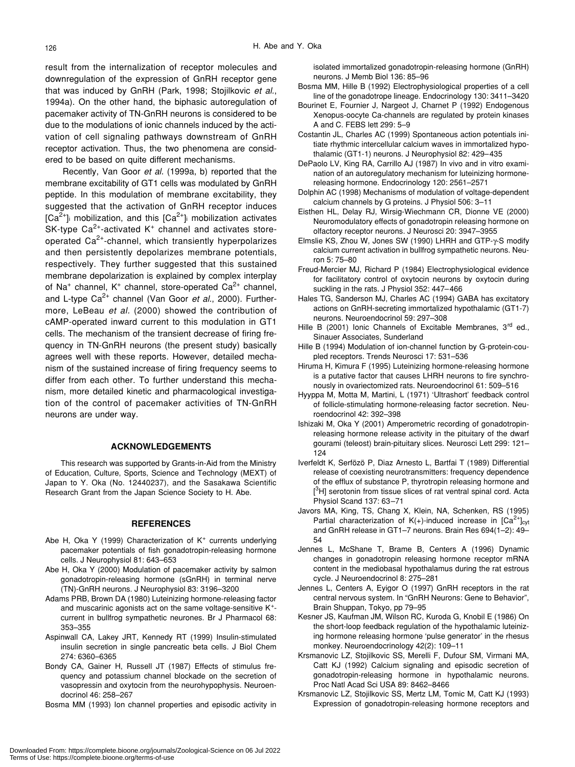result from the internalization of receptor molecules and downregulation of the expression of GnRH receptor gene that was induced by GnRH (Park, 1998; Stojilkovic *et al.*, 1994a). On the other hand, the biphasic autoregulation of pacemaker activity of TN-GnRH neurons is considered to be due to the modulations of ionic channels induced by the activation of cell signaling pathways downstream of GnRH receptor activation. Thus, the two phenomena are considered to be based on quite different mechanisms.

Recently, Van Goor *et al.* (1999a, b) reported that the membrane excitability of GT1 cells was modulated by GnRH peptide. In this modulation of membrane excitability, they suggested that the activation of GnRH receptor induces $[Ca^{2+}]_i$ mobilization, and this $[Ca^{2+}]_i$ mobilization activates SK-type $Ca^{2+}$-activated $K^+$ channel and activates store-operated $Ca^{2+}$-channel, which transiently hyperpolarizes and then persistently depolarizes membrane potentials, respectively. They further suggested that this sustained membrane depolarization is explained by complex interplay of $Na^+$ channel, $K^+$ channel, store-operated $Ca^{2+}$ channel, and L-type $Ca^{2+}$ channel (Van Goor *et al.*, 2000). Furthermore, LeBeau *et al.* (2000) showed the contribution of cAMP-operated inward current to this modulation in GT1 cells. The mechanism of the transient decrease of firing frequency in TN-GnRH neurons (the present study) basically agrees well with these reports. However, detailed mechanism of the sustained increase of firing frequency seems to differ from each other. To further understand this mechanism, more detailed kinetic and pharmacological investigation of the control of pacemaker activities of TN-GnRH neurons are under way.

## ACKNOWLEDGEMENTS

This research was supported by Grants-in-Aid from the Ministry of Education, Culture, Sports, Science and Technology (MEXT) of Japan to Y. Oka (No. 12440237), and the Sasakawa Scientific Research Grant from the Japan Science Society to H. Abe.

## REFERENCES

Abe H, Oka Y (1999) Characterization of $K^+$ currents underlying pacemaker potentials of fish gonadotropin-releasing hormone cells. J Neurophysiol 81: 643–653

Abe H, Oka Y (2000) Modulation of pacemaker activity by salmon gonadotropin-releasing hormone (sGnRH) in terminal nerve (TN)-GnRH neurons. J Neurophysiol 83: 3196–3200

Adams PRB, Brown DA (1980) Luteinizing hormone-releasing factor and muscarinic agonists act on the same voltage-sensitive $K^+$-current in bullfrog sympathetic neurones. Br J Pharmacol 68: 353–355

Aspinwall CA, Lakey JRT, Kennedy RT (1999) Insulin-stimulated insulin secretion in single pancreatic beta cells. J Biol Chem 274: 6360–6365

Bondy CA, Gainer H, Russell JT (1987) Effects of stimulus frequency and potassium channel blockade on the secretion of vasopressin and oxytocin from the neurohypophysis. Neuroendocrinol 46: 258–267

Bosma MM (1993) Ion channel properties and episodic activity in isolated immortalized gonadotropin-releasing hormone (GnRH) neurons. J Memb Biol 136: 85–96

Bosma MM, Hille B (1992) Electrophysiological properties of a cell line of the gonadotrope lineage. Endocrinology 130: 3411–3420

Bourinet E, Fournier J, Nargeot J, Charnet P (1992) Endogenous Xenopus-oocyte Ca-channels are regulated by protein kinases A and C. FEBS lett 299: 5–9

Costantin JL, Charles AC (1999) Spontaneous action potentials initiate rhythmic intercellular calcium waves in immortalized hypothalamic (GT1-1) neurons. J Neurophysiol 82: 429–435

DePaolo LV, King RA, Carrillo AJ (1987) In vivo and in vitro examination of an autoregulatory mechanism for luteinizing hormone-releasing hormone. Endocrinology 120: 2561–2571

Dolphin AC (1998) Mechanisms of modulation of voltage-dependent calcium channels by G proteins. J Physiol 506: 3–11

Eisthen HL, Delay RJ, Wirsig-Wiechmann CR, Dionne VE (2000) Neuromodulatory effects of gonadotropin releasing hormone on olfactory receptor neurons. J Neurosci 20: 3947–3955

Elmslie KS, Zhou W, Jones SW (1990) LHRH and GTP-$\gamma$-S modify calcium current activation in bullfrog sympathetic neurons. Neuron 5: 75–80

Freud-Mercier MJ, Richard P (1984) Electrophysiological evidence for facilitatory control of oxytocin neurons by oxytocin during suckling in the rats. J Physiol 352: 447–466

Hales TG, Sanderson MJ, Charles AC (1994) GABA has excitatory actions on GnRH-secreting immortalized hypothalamic (GT1-7) neurons. Neuroendocrinol 59: 297–308

Hille B (2001) Ionic Channels of Excitable Membranes, 3rd ed., Sinauer Associates, Sunderland

Hille B (1994) Modulation of ion-channel function by G-protein-coupled receptors. Trends Neurosci 17: 531–536

Hiruma H, Kimura F (1995) Luteinizing hormone-releasing hormone is a putative factor that causes LHRH neurons to fire synchronously in ovariectomized rats. Neuroendocrinol 61: 509–516

Hyyppa M, Motta M, Martini, L (1971) 'Ultrashort' feedback control of follicle-stimulating hormone-releasing factor secretion. Neuroendocrinol 42: 392–398

Ishizaki M, Oka Y (2001) Amperometric recording of gonadotropin-releasing hormone release activity in the pituitary of the dwarf gourami (teleost) brain-pituitary slices. Neurosci Lett 299: 121–124

Iverfeldt K, Serfözö P, Diaz Arnesto L, Bartfai T (1989) Differential release of coexisting neurotransmitters: frequency dependence of the efflux of substance P, thyrotropin releasing hormone and [$^3$H] serotonin from tissue slices of rat ventral spinal cord. Acta Physiol Scand 137: 63–71

Javors MA, King, TS, Chang X, Klein, NA, Schenken, RS (1995) Partial characterization of K(+)-induced increase in $[Ca^{2+}]_{cyt}$ and GnRH release in GT1–7 neurons. Brain Res 694(1–2): 49–54

Jennes L, McShane T, Brame B, Centers A (1996) Dynamic changes in gonadotropin releasing hormone receptor mRNA content in the mediobasal hypothalamus during the rat estrous cycle. J Neuroendocrinol 8: 275–281

Jennes L, Centers A, Eyigor O (1997) GnRH receptors in the rat central nervous system. In "GnRH Neurons: Gene to Behavior", Brain Shuppan, Tokyo, pp 79–95

Kesner JS, Kaufman JM, Wilson RC, Kuroda G, Knobil E (1986) On the short-loop feedback regulation of the hypothalamic luteinizing hormone releasing hormone 'pulse generator' in the rhesus monkey. Neuroendocrinology 42(2): 109–11

Krsmanovic LZ, Stojilkovic SS, Merelli F, Dufour SM, Virmani MA, Catt KJ (1992) Calcium signaling and episodic secretion of gonadotropin-releasing hormone in hypothalamic neurons. Proc Natl Acad Sci USA 89: 8462–8466

Krsmanovic LZ, Stojilkovic SS, Mertz LM, Tomic M, Catt KJ (1993) Expression of gonadotropin-releasing hormone receptors and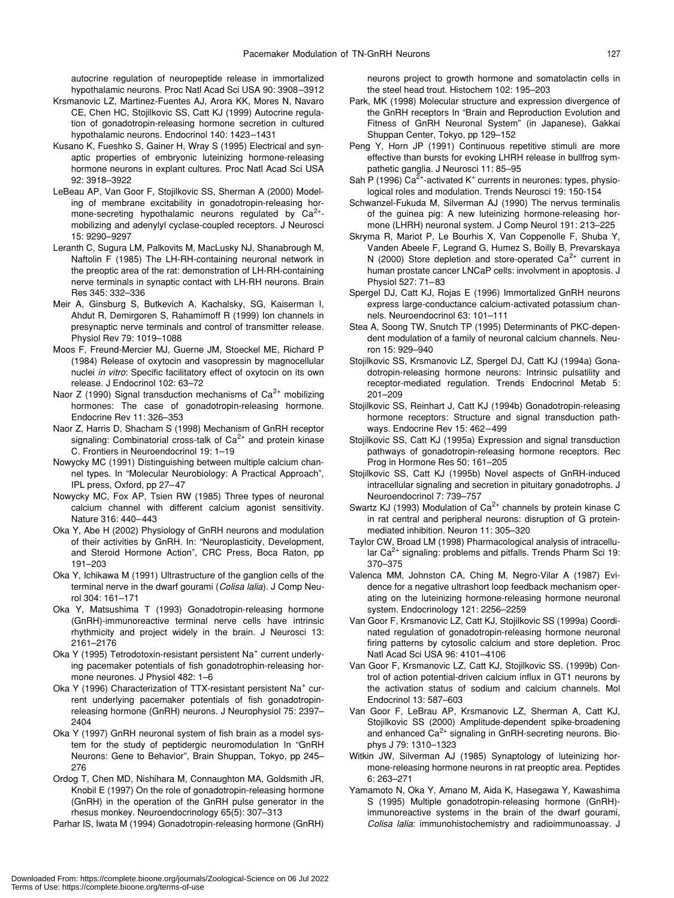autocrine regulation of neuropeptide release in immortalized hypothalamic neurons. Proc Natl Acad Sci USA 90: 3908–3912

Krsmanovic LZ, Martinez-Fuentes AJ, Arora KK, Mores N, Navaro CE, Chen HC, Stojilkovic SS, Catt KJ (1999) Autocrine regulation of gonadotropin-releasing hormone secretion in cultured hypothalamic neurons. Endocrinol 140: 1423–1431

Kusano K, Fueshko S, Gainer H, Wray S (1995) Electrical and synaptic properties of embryonic luteinizing hormone-releasing hormone neurons in explant cultures. Proc Natl Acad Sci USA 92: 3918–3922

LeBeau AP, Van Goor F, Stojilkovic SS, Sherman A (2000) Modeling of membrane excitability in gonadotropin-releasing hormone-secreting hypothalamic neurons regulated by $Ca^{2+}$-mobilizing and adenylyl cyclase-coupled receptors. J Neurosci 15: 9290–9297

Leranth C, Sugura LM, Palkovits M, MacLusky NJ, Shanabrough M, Naftolin F (1985) The LH-RH-containing neuronal network in the preoptic area of the rat: demonstration of LH-RH-containing nerve terminals in synaptic contact with LH-RH neurons. Brain Res 345: 332–336

Meir A, Ginsburg S, Butkevich A, Kachalsky, SG, Kaiserman I, Ahdut R, Demirgoren S, Rahamimoff R (1999) Ion channels in presynaptic nerve terminals and control of transmitter release. Physiol Rev 79: 1019–1088

Moos F, Freund-Mercier MJ, Guerne JM, Stoeckel ME, Richard P (1984) Release of oxytocin and vasopressin by magnocellular nuclei *in vitro*: Specific facilitatory effect of oxytocin on its own release. J Endocrinol 102: 63–72

Naor Z (1990) Signal transduction mechanisms of $Ca^{2+}$ mobilizing hormones: The case of gonadotropin-releasing hormone. Endocrine Rev 11: 326–353

Naor Z, Harris D, Shacham S (1998) Mechanism of GnRH receptor signaling: Combinatorial cross-talk of $Ca^{2+}$ and protein kinase C. Frontiers in Neuroendocrinol 19: 1–19

Nowycky MC (1991) Distinguishing between multiple calcium channel types. In "Molecular Neurobiology: A Practical Approach", IPL press, Oxford, pp 27–47

Nowycky MC, Fox AP, Tsien RW (1985) Three types of neuronal calcium channel with different calcium agonist sensitivity. Nature 316: 440–443

Oka Y, Abe H (2002) Physiology of GnRH neurons and modulation of their activities by GnRH. In: "Neuroplasticity, Development, and Steroid Hormone Action", CRC Press, Boca Raton, pp 191–203

Oka Y, Ichikawa M (1991) Ultrastructure of the ganglion cells of the terminal nerve in the dwarf gourami (*Colisa lalia*). J Comp Neurol 304: 161–171

Oka Y, Matsushima T (1993) Gonadotropin-releasing hormone (GnRH)-immunoreactive terminal nerve cells have intrinsic rhythmicity and project widely in the brain. J Neurosci 13: 2161–2176

Oka Y (1995) Tetrodotoxin-resistant persistent $Na^+$ current underlying pacemaker potentials of fish gonadotrophin-releasing hormone neurones. J Physiol 482: 1–6

Oka Y (1996) Characterization of TTX-resistant persistent $Na^+$ current underlying pacemaker potentials of fish gonadotropin-releasing hormone (GnRH) neurons. J Neurophysiol 75: 2397–2404

Oka Y (1997) GnRH neuronal system of fish brain as a model system for the study of peptidergic neuromodulation In "GnRH Neurons: Gene to Behavior", Brain Shuppan, Tokyo, pp 245–276

Ordog T, Chen MD, Nishihara M, Connaughton MA, Goldsmith JR, Knobil E (1997) On the role of gonadotropin-releasing hormone (GnRH) in the operation of the GnRH pulse generator in the rhesus monkey. Neuroendocrinology 65(5): 307–313

Parhar IS, Iwata M (1994) Gonadotropin-releasing hormone (GnRH) neurons project to growth hormone and somatolactin cells in the steel head trout. Histochem 102: 195–203

Park, MK (1998) Molecular structure and expression divergence of the GnRH receptors In "Brain and Reproduction Evolution and Fitness of GnRH Neuronal System" (in Japanese), Gakkai Shuppan Center, Tokyo, pp 129–152

Peng Y, Horn JP (1991) Continuous repetitive stimuli are more effective than bursts for evoking LHRH release in bullfrog sympathetic ganglia. J Neurosci 11: 85–95

Sah P (1996) $Ca^{2+}$-activated $K^+$ currents in neurones: types, physiological roles and modulation. Trends Neurosci 19: 150-154

Schwanzel-Fukuda M, Silverman AJ (1990) The nervus terminalis of the guinea pig: A new luteinizing hormone-releasing hormone (LHRH) neuronal system. J Comp Neurol 191: 213–225

Skryma R, Mariot P, Le Bourhis X, Van Coppenolle F, Shuba Y, Vanden Abeele F, Legrand G, Humez S, Boilly B, Prevarskaya N (2000) Store depletion and store-operated $Ca^{2+}$ current in human prostate cancer LNCaP cells: involvment in apoptosis. J Physiol 527: 71–83

Spergel DJ, Catt KJ, Rojas E (1996) Immortalized GnRH neurons express large-conductance calcium-activated potassium channels. Neuroendocrinol 63: 101–111

Stea A, Soong TW, Snutch TP (1995) Determinants of PKC-dependent modulation of a family of neuronal calcium channels. Neuron 15: 929–940

Stojilkovic SS, Krsmanovic LZ, Spergel DJ, Catt KJ (1994a) Gonadotropin-releasing hormone neurons: Intrinsic pulsatility and receptor-mediated regulation. Trends Endocrinol Metab 5: 201–209

Stojilkovic SS, Reinhart J, Catt KJ (1994b) Gonadotropin-releasing hormone receptors: Structure and signal transduction pathways. Endocrine Rev 15: 462–499

Stojilkovic SS, Catt KJ (1995a) Expression and signal transduction pathways of gonadotropin-releasing hormone receptors. Rec Prog in Hormone Res 50: 161–205

Stojilkovic SS, Catt KJ (1995b) Novel aspects of GnRH-induced intracellular signaling and secretion in pituitary gonadotrophs. J Neuroendocrinol 7: 739–757

Swartz KJ (1993) Modulation of $Ca^{2+}$ channels by protein kinase C in rat central and peripheral neurons: disruption of G protein-mediated inhibition. Neuron 11: 305–320

Taylor CW, Broad LM (1998) Pharmacological analysis of intracellular $Ca^{2+}$ signaling: problems and pitfalls. Trends Pharm Sci 19: 370–375

Valenca MM, Johnston CA, Ching M, Negro-Vilar A (1987) Evidence for a negative ultrashort loop feedback mechanism operating on the luteinizing hormone-releasing hormone neuronal system. Endocrinology 121: 2256–2259

Van Goor F, Krsmanovic LZ, Catt KJ, Stojilkovic SS (1999a) Coordinated regulation of gonadotropin-releasing hormone neuronal firing patterns by cytosolic calcium and store depletion. Proc Natl Acad Sci USA 96: 4101–4106

Van Goor F, Krsmanovic LZ, Catt KJ, Stojilkovic SS. (1999b) Control of action potential-driven calcium influx in GT1 neurons by the activation status of sodium and calcium channels. Mol Endocrinol 13: 587–603

Van Goor F, LeBrau AP, Krsmanovic LZ, Sherman A, Catt KJ, Stojilkovic SS (2000) Amplitude-dependent spike-broadening and enhanced $Ca^{2+}$ signaling in GnRH-secreting neurons. Biophys J 79: 1310–1323

Witkin JW, Silverman AJ (1985) Synaptology of luteinizing hormone-releasing hormone neurons in rat preoptic area. Peptides 6: 263–271

Yamamoto N, Oka Y, Amano M, Aida K, Hasegawa Y, Kawashima S (1995) Multiple gonadotropin-releasing hormone (GnRH)-immunoreactive systems in the brain of the dwarf gourami, *Colisa lalia*: immunohistochemistry and radioimmunoassay. J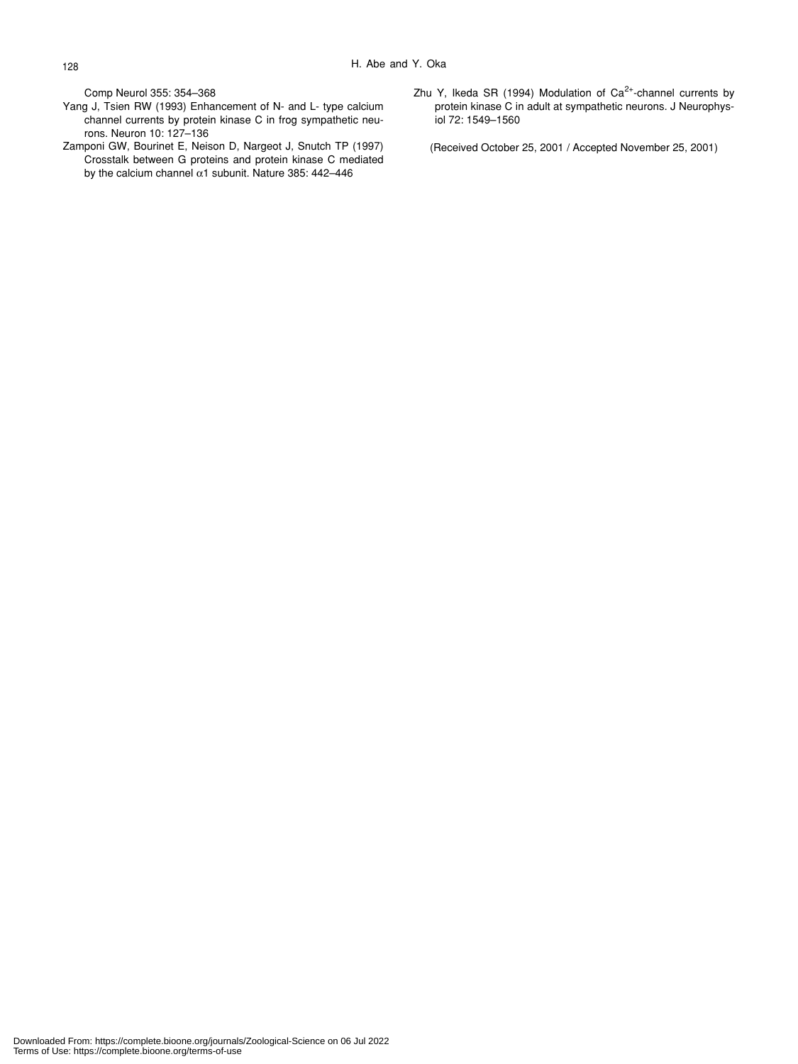Comp Neurol 355: 354–368

Yang J, Tsien RW (1993) Enhancement of N- and L- type calcium channel currents by protein kinase C in frog sympathetic neurons. Neuron 10: 127–136

Zamponi GW, Bourinet E, Neison D, Nargeot J, Snutch TP (1997) Crosstalk between G proteins and protein kinase C mediated by the calcium channel $\alpha$1 subunit. Nature 385: 442–446

Zhu Y, Ikeda SR (1994) Modulation of $Ca^{2+}$-channel currents by protein kinase C in adult at sympathetic neurons. J Neurophysiol 72: 1549–1560

(Received October 25, 2001 / Accepted November 25, 2001)

Downloaded From: https://complete.bioone.org/journals/Zoological-Science on 06 Jul 2022
Terms of Use: https://complete.bioone.org/terms-of-use